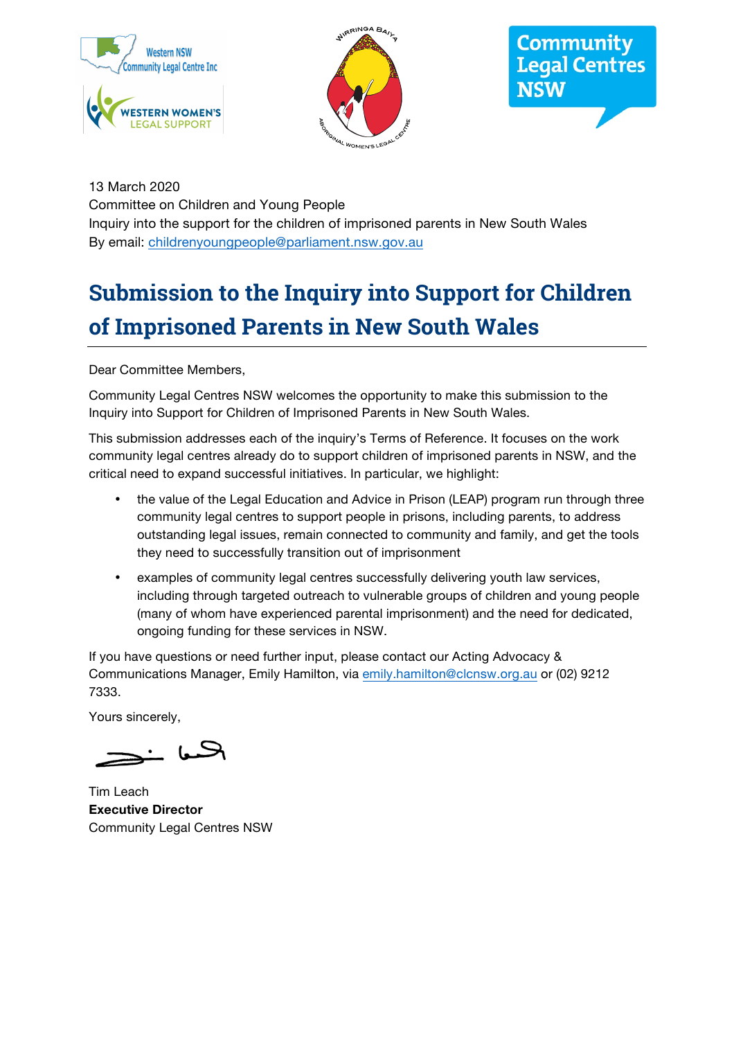13 March 2020
Committee on Children and Young People
Inquiry into the support for the children of imprisoned parents in New South Wales
By email: childrenyoungpeople@parliament.nsw.gov.au

# Submission to the Inquiry into Support for Children of Imprisoned Parents in New South Wales

Dear Committee Members,

Community Legal Centres NSW welcomes the opportunity to make this submission to the Inquiry into Support for Children of Imprisoned Parents in New South Wales.

This submission addresses each of the inquiry's Terms of Reference. It focuses on the work community legal centres already do to support children of imprisoned parents in NSW, and the critical need to expand successful initiatives. In particular, we highlight:

- the value of the Legal Education and Advice in Prison (LEAP) program run through three community legal centres to support people in prisons, including parents, to address outstanding legal issues, remain connected to community and family, and get the tools they need to successfully transition out of imprisonment
- examples of community legal centres successfully delivering youth law services, including through targeted outreach to vulnerable groups of children and young people (many of whom have experienced parental imprisonment) and the need for dedicated, ongoing funding for these services in NSW.

If you have questions or need further input, please contact our Acting Advocacy & Communications Manager, Emily Hamilton, via emily.hamilton@clcnsw.org.au or (02) 9212 7333.

Yours sincerely,

Tim Leach
**Executive Director**
Community Legal Centres NSW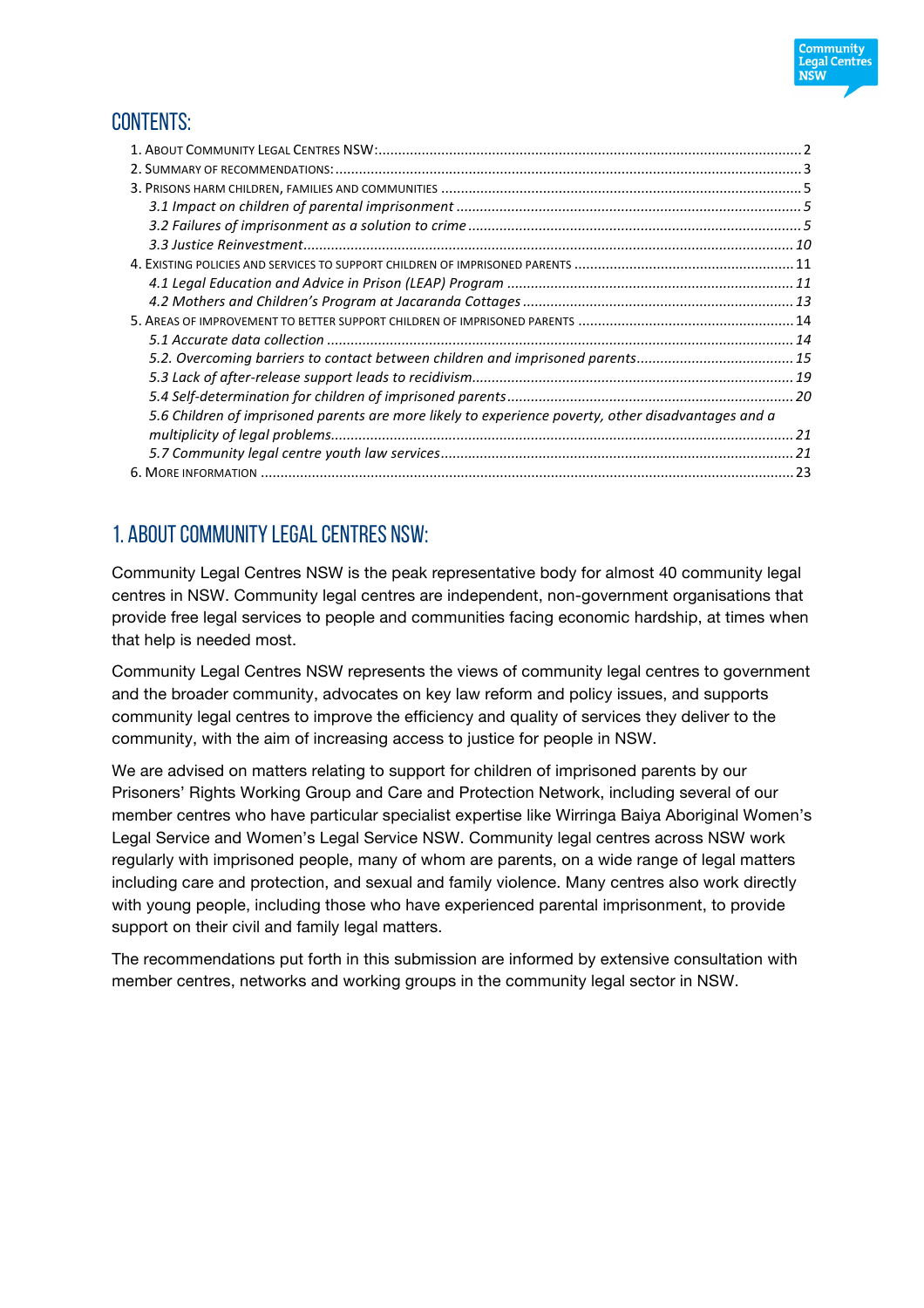# CONTENTS:

1. About Community Legal Centres NSW: ........ 2
2. Summary of recommendations: ........ 3
3. Prisons harm children, families and communities ........ 5
   - *3.1 Impact on children of parental imprisonment* ........ 5
   - *3.2 Failures of imprisonment as a solution to crime* ........ 5
   - *3.3 Justice Reinvestment* ........ 10
4. Existing policies and services to support children of imprisoned parents ........ 11
   - *4.1 Legal Education and Advice in Prison (LEAP) Program* ........ 11
   - *4.2 Mothers and Children's Program at Jacaranda Cottages* ........ 13
5. Areas of improvement to better support children of imprisoned parents ........ 14
   - *5.1 Accurate data collection* ........ 14
   - *5.2. Overcoming barriers to contact between children and imprisoned parents* ........ 15
   - *5.3 Lack of after-release support leads to recidivism* ........ 19
   - *5.4 Self-determination for children of imprisoned parents* ........ 20
   - *5.6 Children of imprisoned parents are more likely to experience poverty, other disadvantages and a multiplicity of legal problems* ........ 21
   - *5.7 Community legal centre youth law services* ........ 21
6. More information ........ 23

# 1. ABOUT COMMUNITY LEGAL CENTRES NSW:

Community Legal Centres NSW is the peak representative body for almost 40 community legal centres in NSW. Community legal centres are independent, non-government organisations that provide free legal services to people and communities facing economic hardship, at times when that help is needed most.

Community Legal Centres NSW represents the views of community legal centres to government and the broader community, advocates on key law reform and policy issues, and supports community legal centres to improve the efficiency and quality of services they deliver to the community, with the aim of increasing access to justice for people in NSW.

We are advised on matters relating to support for children of imprisoned parents by our Prisoners' Rights Working Group and Care and Protection Network, including several of our member centres who have particular specialist expertise like Wirringa Baiya Aboriginal Women's Legal Service and Women's Legal Service NSW. Community legal centres across NSW work regularly with imprisoned people, many of whom are parents, on a wide range of legal matters including care and protection, and sexual and family violence. Many centres also work directly with young people, including those who have experienced parental imprisonment, to provide support on their civil and family legal matters.

The recommendations put forth in this submission are informed by extensive consultation with member centres, networks and working groups in the community legal sector in NSW.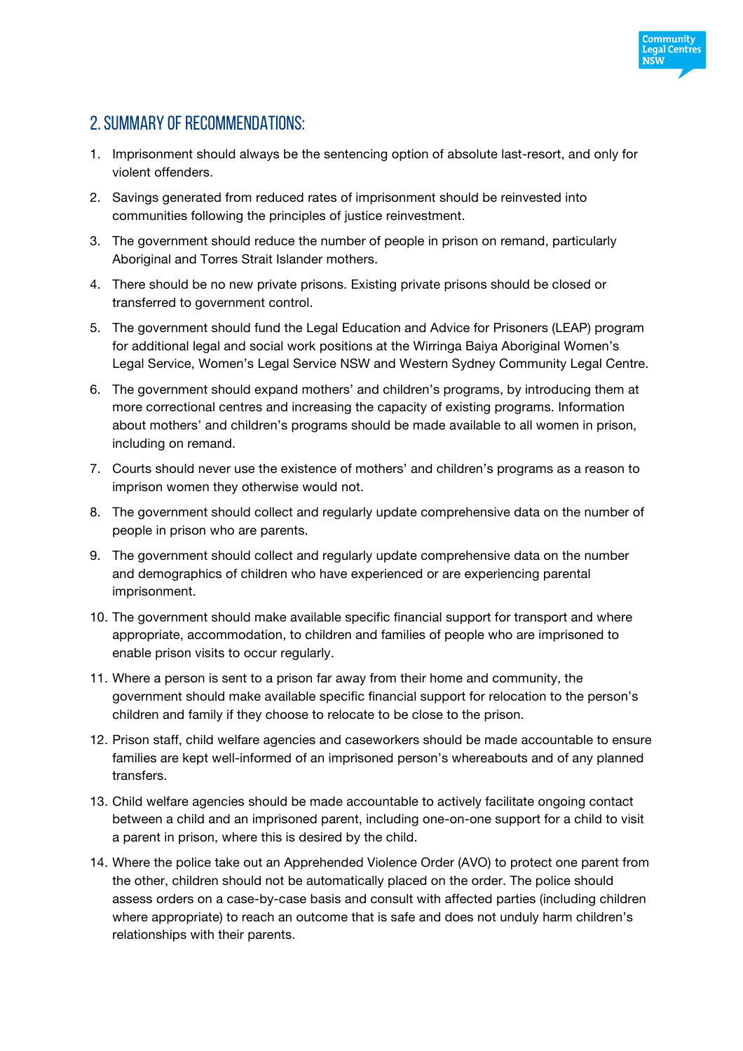## 2. SUMMARY OF RECOMMENDATIONS:

1. Imprisonment should always be the sentencing option of absolute last-resort, and only for violent offenders.
2. Savings generated from reduced rates of imprisonment should be reinvested into communities following the principles of justice reinvestment.
3. The government should reduce the number of people in prison on remand, particularly Aboriginal and Torres Strait Islander mothers.
4. There should be no new private prisons. Existing private prisons should be closed or transferred to government control.
5. The government should fund the Legal Education and Advice for Prisoners (LEAP) program for additional legal and social work positions at the Wirringa Baiya Aboriginal Women's Legal Service, Women's Legal Service NSW and Western Sydney Community Legal Centre.
6. The government should expand mothers' and children's programs, by introducing them at more correctional centres and increasing the capacity of existing programs. Information about mothers' and children's programs should be made available to all women in prison, including on remand.
7. Courts should never use the existence of mothers' and children's programs as a reason to imprison women they otherwise would not.
8. The government should collect and regularly update comprehensive data on the number of people in prison who are parents.
9. The government should collect and regularly update comprehensive data on the number and demographics of children who have experienced or are experiencing parental imprisonment.
10. The government should make available specific financial support for transport and where appropriate, accommodation, to children and families of people who are imprisoned to enable prison visits to occur regularly.
11. Where a person is sent to a prison far away from their home and community, the government should make available specific financial support for relocation to the person's children and family if they choose to relocate to be close to the prison.
12. Prison staff, child welfare agencies and caseworkers should be made accountable to ensure families are kept well-informed of an imprisoned person's whereabouts and of any planned transfers.
13. Child welfare agencies should be made accountable to actively facilitate ongoing contact between a child and an imprisoned parent, including one-on-one support for a child to visit a parent in prison, where this is desired by the child.
14. Where the police take out an Apprehended Violence Order (AVO) to protect one parent from the other, children should not be automatically placed on the order. The police should assess orders on a case-by-case basis and consult with affected parties (including children where appropriate) to reach an outcome that is safe and does not unduly harm children's relationships with their parents.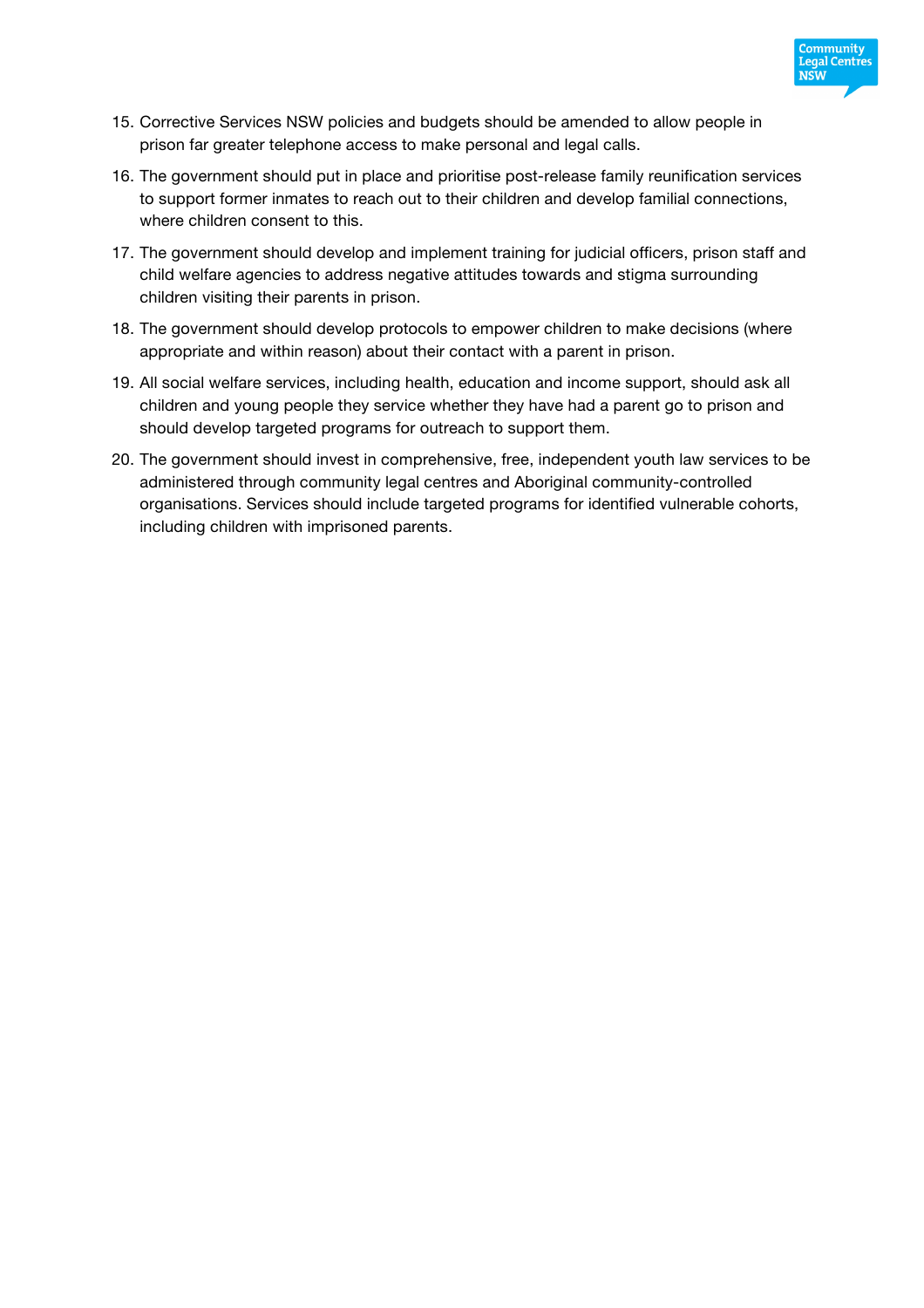15. Corrective Services NSW policies and budgets should be amended to allow people in prison far greater telephone access to make personal and legal calls.
16. The government should put in place and prioritise post-release family reunification services to support former inmates to reach out to their children and develop familial connections, where children consent to this.
17. The government should develop and implement training for judicial officers, prison staff and child welfare agencies to address negative attitudes towards and stigma surrounding children visiting their parents in prison.
18. The government should develop protocols to empower children to make decisions (where appropriate and within reason) about their contact with a parent in prison.
19. All social welfare services, including health, education and income support, should ask all children and young people they service whether they have had a parent go to prison and should develop targeted programs for outreach to support them.
20. The government should invest in comprehensive, free, independent youth law services to be administered through community legal centres and Aboriginal community-controlled organisations. Services should include targeted programs for identified vulnerable cohorts, including children with imprisoned parents.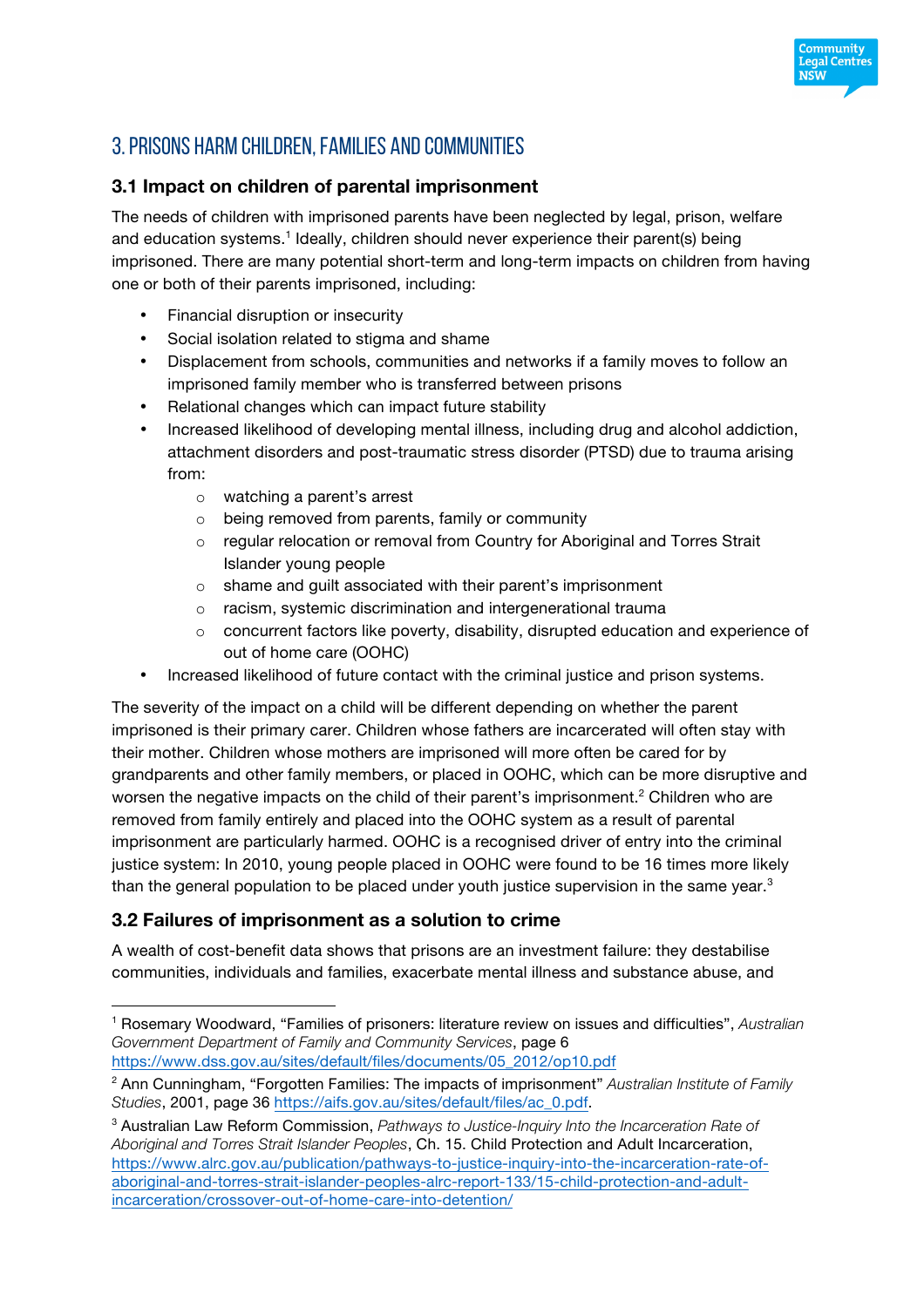## 3. PRISONS HARM CHILDREN, FAMILIES AND COMMUNITIES

### 3.1 Impact on children of parental imprisonment

The needs of children with imprisoned parents have been neglected by legal, prison, welfare and education systems.[1] Ideally, children should never experience their parent(s) being imprisoned. There are many potential short-term and long-term impacts on children from having one or both of their parents imprisoned, including:

- Financial disruption or insecurity
- Social isolation related to stigma and shame
- Displacement from schools, communities and networks if a family moves to follow an imprisoned family member who is transferred between prisons
- Relational changes which can impact future stability
- Increased likelihood of developing mental illness, including drug and alcohol addiction, attachment disorders and post-traumatic stress disorder (PTSD) due to trauma arising from:
    - watching a parent's arrest
    - being removed from parents, family or community
    - regular relocation or removal from Country for Aboriginal and Torres Strait Islander young people
    - shame and guilt associated with their parent's imprisonment
    - racism, systemic discrimination and intergenerational trauma
    - concurrent factors like poverty, disability, disrupted education and experience of out of home care (OOHC)
- Increased likelihood of future contact with the criminal justice and prison systems.

The severity of the impact on a child will be different depending on whether the parent imprisoned is their primary carer. Children whose fathers are incarcerated will often stay with their mother. Children whose mothers are imprisoned will more often be cared for by grandparents and other family members, or placed in OOHC, which can be more disruptive and worsen the negative impacts on the child of their parent's imprisonment.[2] Children who are removed from family entirely and placed into the OOHC system as a result of parental imprisonment are particularly harmed. OOHC is a recognised driver of entry into the criminal justice system: In 2010, young people placed in OOHC were found to be 16 times more likely than the general population to be placed under youth justice supervision in the same year.[3]

### 3.2 Failures of imprisonment as a solution to crime

A wealth of cost-benefit data shows that prisons are an investment failure: they destabilise communities, individuals and families, exacerbate mental illness and substance abuse, and

---

[1] Rosemary Woodward, "Families of prisoners: literature review on issues and difficulties", *Australian Government Department of Family and Community Services*, page 6 https://www.dss.gov.au/sites/default/files/documents/05_2012/op10.pdf

[2] Ann Cunningham, "Forgotten Families: The impacts of imprisonment" *Australian Institute of Family Studies*, 2001, page 36 https://aifs.gov.au/sites/default/files/ac_0.pdf.

[3] Australian Law Reform Commission, *Pathways to Justice-Inquiry Into the Incarceration Rate of Aboriginal and Torres Strait Islander Peoples*, Ch. 15. Child Protection and Adult Incarceration, https://www.alrc.gov.au/publication/pathways-to-justice-inquiry-into-the-incarceration-rate-of-aboriginal-and-torres-strait-islander-peoples-alrc-report-133/15-child-protection-and-adult-incarceration/crossover-out-of-home-care-into-detention/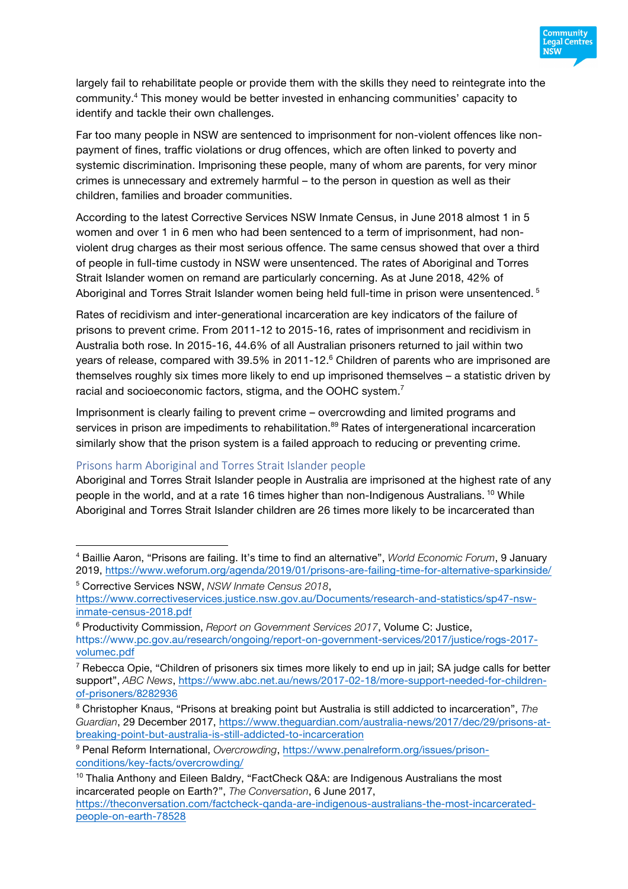largely fail to rehabilitate people or provide them with the skills they need to reintegrate into the community.[4] This money would be better invested in enhancing communities' capacity to identify and tackle their own challenges.

Far too many people in NSW are sentenced to imprisonment for non-violent offences like non-payment of fines, traffic violations or drug offences, which are often linked to poverty and systemic discrimination. Imprisoning these people, many of whom are parents, for very minor crimes is unnecessary and extremely harmful – to the person in question as well as their children, families and broader communities.

According to the latest Corrective Services NSW Inmate Census, in June 2018 almost 1 in 5 women and over 1 in 6 men who had been sentenced to a term of imprisonment, had non-violent drug charges as their most serious offence. The same census showed that over a third of people in full-time custody in NSW were unsentenced. The rates of Aboriginal and Torres Strait Islander women on remand are particularly concerning. As at June 2018, 42% of Aboriginal and Torres Strait Islander women being held full-time in prison were unsentenced.[5]

Rates of recidivism and inter-generational incarceration are key indicators of the failure of prisons to prevent crime. From 2011-12 to 2015-16, rates of imprisonment and recidivism in Australia both rose. In 2015-16, 44.6% of all Australian prisoners returned to jail within two years of release, compared with 39.5% in 2011-12.[6] Children of parents who are imprisoned are themselves roughly six times more likely to end up imprisoned themselves – a statistic driven by racial and socioeconomic factors, stigma, and the OOHC system.[7]

Imprisonment is clearly failing to prevent crime – overcrowding and limited programs and services in prison are impediments to rehabilitation.[8][9] Rates of intergenerational incarceration similarly show that the prison system is a failed approach to reducing or preventing crime.

### Prisons harm Aboriginal and Torres Strait Islander people

Aboriginal and Torres Strait Islander people in Australia are imprisoned at the highest rate of any people in the world, and at a rate 16 times higher than non-Indigenous Australians.[10] While Aboriginal and Torres Strait Islander children are 26 times more likely to be incarcerated than

---

[4] Baillie Aaron, "Prisons are failing. It's time to find an alternative", *World Economic Forum*, 9 January 2019, https://www.weforum.org/agenda/2019/01/prisons-are-failing-time-for-alternative-sparkinside/

[5] Corrective Services NSW, *NSW Inmate Census 2018*, https://www.correctiveservices.justice.nsw.gov.au/Documents/research-and-statistics/sp47-nsw-inmate-census-2018.pdf

[6] Productivity Commission, *Report on Government Services 2017*, Volume C: Justice, https://www.pc.gov.au/research/ongoing/report-on-government-services/2017/justice/rogs-2017-volumec.pdf

[7] Rebecca Opie, "Children of prisoners six times more likely to end up in jail; SA judge calls for better support", *ABC News*, https://www.abc.net.au/news/2017-02-18/more-support-needed-for-children-of-prisoners/8282936

[8] Christopher Knaus, "Prisons at breaking point but Australia is still addicted to incarceration", *The Guardian*, 29 December 2017, https://www.theguardian.com/australia-news/2017/dec/29/prisons-at-breaking-point-but-australia-is-still-addicted-to-incarceration

[9] Penal Reform International, *Overcrowding*, https://www.penalreform.org/issues/prison-conditions/key-facts/overcrowding/

[10] Thalia Anthony and Eileen Baldry, "FactCheck Q&A: are Indigenous Australians the most incarcerated people on Earth?", *The Conversation*, 6 June 2017, https://theconversation.com/factcheck-qanda-are-indigenous-australians-the-most-incarcerated-people-on-earth-78528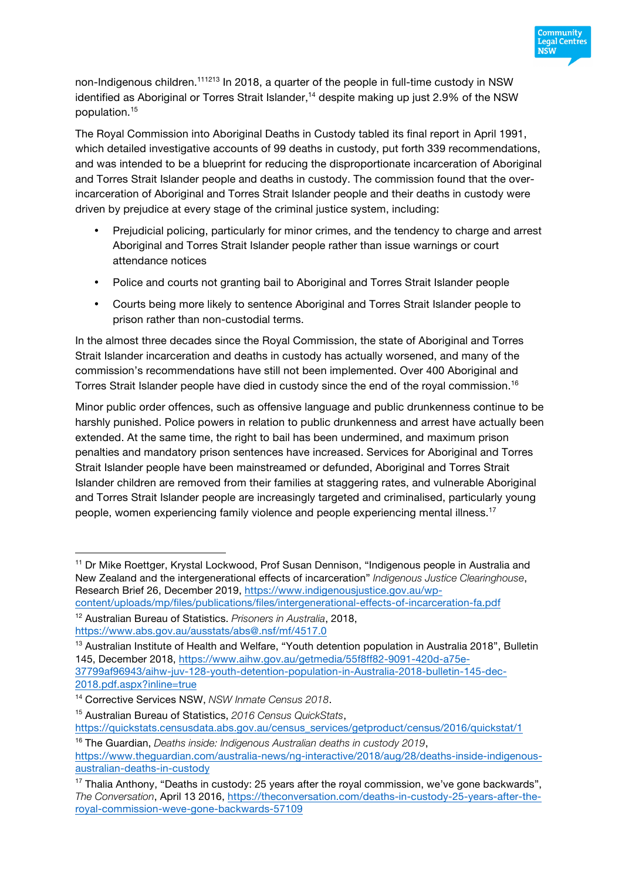non-Indigenous children.[11][12][13] In 2018, a quarter of the people in full-time custody in NSW identified as Aboriginal or Torres Strait Islander,[14] despite making up just 2.9% of the NSW population.[15]

The Royal Commission into Aboriginal Deaths in Custody tabled its final report in April 1991, which detailed investigative accounts of 99 deaths in custody, put forth 339 recommendations, and was intended to be a blueprint for reducing the disproportionate incarceration of Aboriginal and Torres Strait Islander people and deaths in custody. The commission found that the over-incarceration of Aboriginal and Torres Strait Islander people and their deaths in custody were driven by prejudice at every stage of the criminal justice system, including:

- Prejudicial policing, particularly for minor crimes, and the tendency to charge and arrest Aboriginal and Torres Strait Islander people rather than issue warnings or court attendance notices
- Police and courts not granting bail to Aboriginal and Torres Strait Islander people
- Courts being more likely to sentence Aboriginal and Torres Strait Islander people to prison rather than non-custodial terms.

In the almost three decades since the Royal Commission, the state of Aboriginal and Torres Strait Islander incarceration and deaths in custody has actually worsened, and many of the commission's recommendations have still not been implemented. Over 400 Aboriginal and Torres Strait Islander people have died in custody since the end of the royal commission.[16]

Minor public order offences, such as offensive language and public drunkenness continue to be harshly punished. Police powers in relation to public drunkenness and arrest have actually been extended. At the same time, the right to bail has been undermined, and maximum prison penalties and mandatory prison sentences have increased. Services for Aboriginal and Torres Strait Islander people have been mainstreamed or defunded, Aboriginal and Torres Strait Islander children are removed from their families at staggering rates, and vulnerable Aboriginal and Torres Strait Islander people are increasingly targeted and criminalised, particularly young people, women experiencing family violence and people experiencing mental illness.[17]

---

[11] Dr Mike Roettger, Krystal Lockwood, Prof Susan Dennison, "Indigenous people in Australia and New Zealand and the intergenerational effects of incarceration" *Indigenous Justice Clearinghouse*, Research Brief 26, December 2019, https://www.indigenousjustice.gov.au/wp-content/uploads/mp/files/publications/files/intergenerational-effects-of-incarceration-fa.pdf

[12] Australian Bureau of Statistics. *Prisoners in Australia*, 2018, https://www.abs.gov.au/ausstats/abs@.nsf/mf/4517.0

[13] Australian Institute of Health and Welfare, "Youth detention population in Australia 2018", Bulletin 145, December 2018, https://www.aihw.gov.au/getmedia/55f8ff82-9091-420d-a75e-37799af96943/aihw-juv-128-youth-detention-population-in-Australia-2018-bulletin-145-dec-2018.pdf.aspx?inline=true

[14] Corrective Services NSW, *NSW Inmate Census 2018*.

[15] Australian Bureau of Statistics, *2016 Census QuickStats*, https://quickstats.censusdata.abs.gov.au/census_services/getproduct/census/2016/quickstat/1

[16] The Guardian, *Deaths inside: Indigenous Australian deaths in custody 2019*, https://www.theguardian.com/australia-news/ng-interactive/2018/aug/28/deaths-inside-indigenous-australian-deaths-in-custody

[17] Thalia Anthony, "Deaths in custody: 25 years after the royal commission, we've gone backwards", *The Conversation*, April 13 2016, https://theconversation.com/deaths-in-custody-25-years-after-the-royal-commission-weve-gone-backwards-57109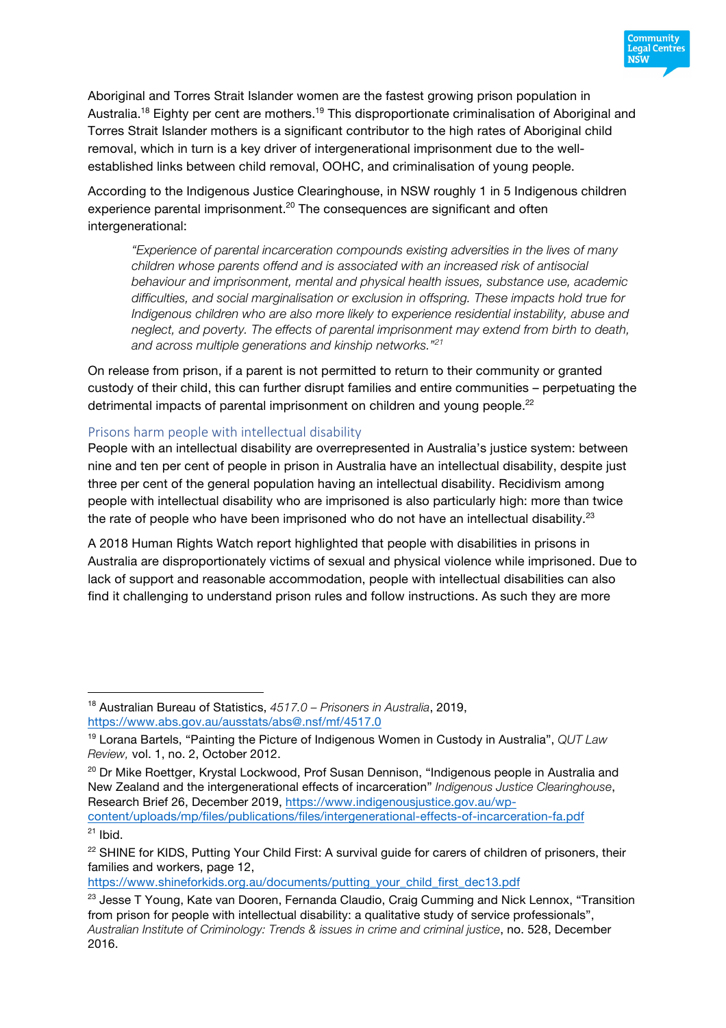Aboriginal and Torres Strait Islander women are the fastest growing prison population in Australia.[18] Eighty per cent are mothers.[19] This disproportionate criminalisation of Aboriginal and Torres Strait Islander mothers is a significant contributor to the high rates of Aboriginal child removal, which in turn is a key driver of intergenerational imprisonment due to the well-established links between child removal, OOHC, and criminalisation of young people.

According to the Indigenous Justice Clearinghouse, in NSW roughly 1 in 5 Indigenous children experience parental imprisonment.[20] The consequences are significant and often intergenerational:

> *"Experience of parental incarceration compounds existing adversities in the lives of many children whose parents offend and is associated with an increased risk of antisocial behaviour and imprisonment, mental and physical health issues, substance use, academic difficulties, and social marginalisation or exclusion in offspring. These impacts hold true for Indigenous children who are also more likely to experience residential instability, abuse and neglect, and poverty. The effects of parental imprisonment may extend from birth to death, and across multiple generations and kinship networks."*[21]

On release from prison, if a parent is not permitted to return to their community or granted custody of their child, this can further disrupt families and entire communities – perpetuating the detrimental impacts of parental imprisonment on children and young people.[22]

## Prisons harm people with intellectual disability

People with an intellectual disability are overrepresented in Australia's justice system: between nine and ten per cent of people in prison in Australia have an intellectual disability, despite just three per cent of the general population having an intellectual disability. Recidivism among people with intellectual disability who are imprisoned is also particularly high: more than twice the rate of people who have been imprisoned who do not have an intellectual disability.[23]

A 2018 Human Rights Watch report highlighted that people with disabilities in prisons in Australia are disproportionately victims of sexual and physical violence while imprisoned. Due to lack of support and reasonable accommodation, people with intellectual disabilities can also find it challenging to understand prison rules and follow instructions. As such they are more

---

[18] Australian Bureau of Statistics, *4517.0 – Prisoners in Australia*, 2019, https://www.abs.gov.au/ausstats/abs@.nsf/mf/4517.0

[19] Lorana Bartels, "Painting the Picture of Indigenous Women in Custody in Australia", *QUT Law Review,* vol. 1, no. 2, October 2012.

[20] Dr Mike Roettger, Krystal Lockwood, Prof Susan Dennison, "Indigenous people in Australia and New Zealand and the intergenerational effects of incarceration" *Indigenous Justice Clearinghouse*, Research Brief 26, December 2019, https://www.indigenousjustice.gov.au/wp-content/uploads/mp/files/publications/files/intergenerational-effects-of-incarceration-fa.pdf

[21] Ibid.

[22] SHINE for KIDS, Putting Your Child First: A survival guide for carers of children of prisoners, their families and workers, page 12, https://www.shineforkids.org.au/documents/putting_your_child_first_dec13.pdf

[23] Jesse T Young, Kate van Dooren, Fernanda Claudio, Craig Cumming and Nick Lennox, "Transition from prison for people with intellectual disability: a qualitative study of service professionals", *Australian Institute of Criminology: Trends & issues in crime and criminal justice*, no. 528, December 2016.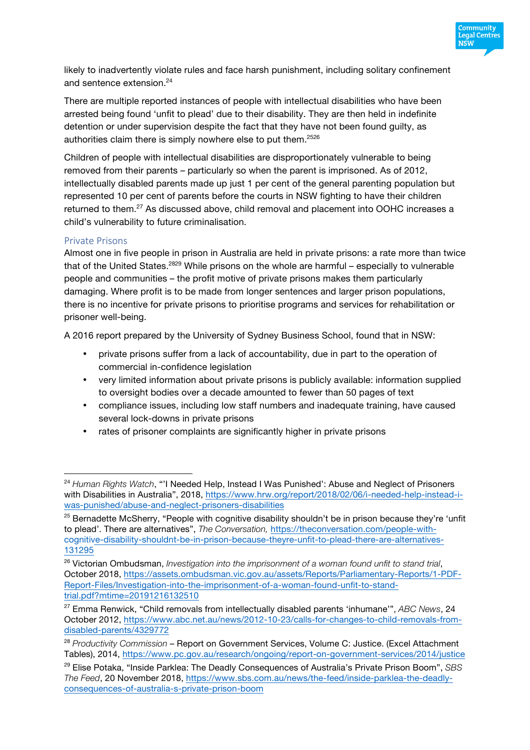likely to inadvertently violate rules and face harsh punishment, including solitary confinement and sentence extension.[24]

There are multiple reported instances of people with intellectual disabilities who have been arrested being found 'unfit to plead' due to their disability. They are then held in indefinite detention or under supervision despite the fact that they have not been found guilty, as authorities claim there is simply nowhere else to put them.[25][26]

Children of people with intellectual disabilities are disproportionately vulnerable to being removed from their parents – particularly so when the parent is imprisoned. As of 2012, intellectually disabled parents made up just 1 per cent of the general parenting population but represented 10 per cent of parents before the courts in NSW fighting to have their children returned to them.[27] As discussed above, child removal and placement into OOHC increases a child's vulnerability to future criminalisation.

### Private Prisons

Almost one in five people in prison in Australia are held in private prisons: a rate more than twice that of the United States.[28][29] While prisons on the whole are harmful – especially to vulnerable people and communities – the profit motive of private prisons makes them particularly damaging. Where profit is to be made from longer sentences and larger prison populations, there is no incentive for private prisons to prioritise programs and services for rehabilitation or prisoner well-being.

A 2016 report prepared by the University of Sydney Business School, found that in NSW:

- private prisons suffer from a lack of accountability, due in part to the operation of commercial in-confidence legislation
- very limited information about private prisons is publicly available: information supplied to oversight bodies over a decade amounted to fewer than 50 pages of text
- compliance issues, including low staff numbers and inadequate training, have caused several lock-downs in private prisons
- rates of prisoner complaints are significantly higher in private prisons

---

[24] *Human Rights Watch*, "'I Needed Help, Instead I Was Punished': Abuse and Neglect of Prisoners with Disabilities in Australia", 2018, https://www.hrw.org/report/2018/02/06/i-needed-help-instead-i-was-punished/abuse-and-neglect-prisoners-disabilities

[25] Bernadette McSherry, "People with cognitive disability shouldn't be in prison because they're 'unfit to plead'. There are alternatives", *The Conversation,* https://theconversation.com/people-with-cognitive-disability-shouldnt-be-in-prison-because-theyre-unfit-to-plead-there-are-alternatives-131295

[26] Victorian Ombudsman, *Investigation into the imprisonment of a woman found unfit to stand trial*, October 2018, https://assets.ombudsman.vic.gov.au/assets/Reports/Parliamentary-Reports/1-PDF-Report-Files/Investigation-into-the-imprisonment-of-a-woman-found-unfit-to-stand-trial.pdf?mtime=20191216132510

[27] Emma Renwick, "Child removals from intellectually disabled parents 'inhumane'", *ABC News*, 24 October 2012, https://www.abc.net.au/news/2012-10-23/calls-for-changes-to-child-removals-from-disabled-parents/4329772

[28] *Productivity Commission* – Report on Government Services, Volume C: Justice. (Excel Attachment Tables), 2014, https://www.pc.gov.au/research/ongoing/report-on-government-services/2014/justice

[29] Elise Potaka, "Inside Parklea: The Deadly Consequences of Australia's Private Prison Boom", *SBS The Feed*, 20 November 2018, https://www.sbs.com.au/news/the-feed/inside-parklea-the-deadly-consequences-of-australia-s-private-prison-boom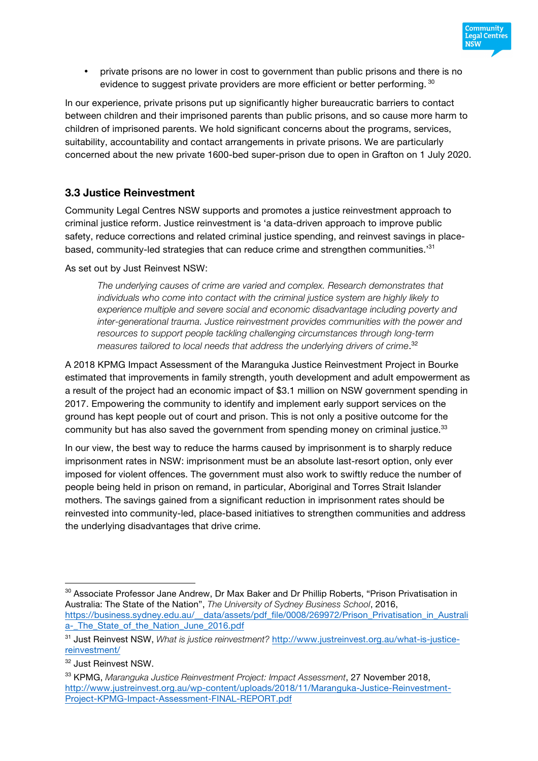- private prisons are no lower in cost to government than public prisons and there is no evidence to suggest private providers are more efficient or better performing. [30]

In our experience, private prisons put up significantly higher bureaucratic barriers to contact between children and their imprisoned parents than public prisons, and so cause more harm to children of imprisoned parents. We hold significant concerns about the programs, services, suitability, accountability and contact arrangements in private prisons. We are particularly concerned about the new private 1600-bed super-prison due to open in Grafton on 1 July 2020.

### 3.3 Justice Reinvestment

Community Legal Centres NSW supports and promotes a justice reinvestment approach to criminal justice reform. Justice reinvestment is 'a data-driven approach to improve public safety, reduce corrections and related criminal justice spending, and reinvest savings in place-based, community-led strategies that can reduce crime and strengthen communities.'[31]

As set out by Just Reinvest NSW:

> *The underlying causes of crime are varied and complex. Research demonstrates that individuals who come into contact with the criminal justice system are highly likely to experience multiple and severe social and economic disadvantage including poverty and inter-generational trauma. Justice reinvestment provides communities with the power and resources to support people tackling challenging circumstances through long-term measures tailored to local needs that address the underlying drivers of crime*.[32]

A 2018 KPMG Impact Assessment of the Maranguka Justice Reinvestment Project in Bourke estimated that improvements in family strength, youth development and adult empowerment as a result of the project had an economic impact of $3.1 million on NSW government spending in 2017. Empowering the community to identify and implement early support services on the ground has kept people out of court and prison. This is not only a positive outcome for the community but has also saved the government from spending money on criminal justice.[33]

In our view, the best way to reduce the harms caused by imprisonment is to sharply reduce imprisonment rates in NSW: imprisonment must be an absolute last-resort option, only ever imposed for violent offences. The government must also work to swiftly reduce the number of people being held in prison on remand, in particular, Aboriginal and Torres Strait Islander mothers. The savings gained from a significant reduction in imprisonment rates should be reinvested into community-led, place-based initiatives to strengthen communities and address the underlying disadvantages that drive crime.

---

[30] Associate Professor Jane Andrew, Dr Max Baker and Dr Phillip Roberts, "Prison Privatisation in Australia: The State of the Nation", *The University of Sydney Business School*, 2016, https://business.sydney.edu.au/__data/assets/pdf_file/0008/269972/Prison_Privatisation_in_Australia-_The_State_of_the_Nation_June_2016.pdf

[31] Just Reinvest NSW, *What is justice reinvestment?* http://www.justreinvest.org.au/what-is-justice-reinvestment/

[32] Just Reinvest NSW.

[33] KPMG, *Maranguka Justice Reinvestment Project: Impact Assessment*, 27 November 2018, http://www.justreinvest.org.au/wp-content/uploads/2018/11/Maranguka-Justice-Reinvestment-Project-KPMG-Impact-Assessment-FINAL-REPORT.pdf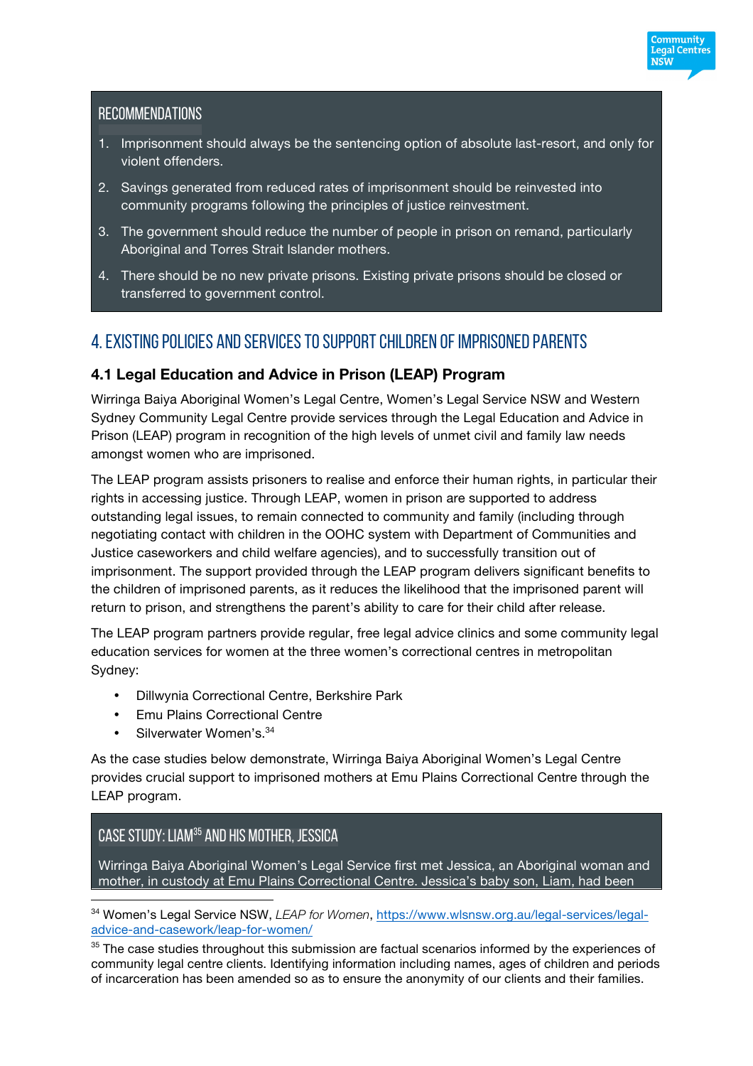## RECOMMENDATIONS

1. Imprisonment should always be the sentencing option of absolute last-resort, and only for violent offenders.
2. Savings generated from reduced rates of imprisonment should be reinvested into community programs following the principles of justice reinvestment.
3. The government should reduce the number of people in prison on remand, particularly Aboriginal and Torres Strait Islander mothers.
4. There should be no new private prisons. Existing private prisons should be closed or transferred to government control.

## 4. EXISTING POLICIES AND SERVICES TO SUPPORT CHILDREN OF IMPRISONED PARENTS

### 4.1 Legal Education and Advice in Prison (LEAP) Program

Wirringa Baiya Aboriginal Women's Legal Centre, Women's Legal Service NSW and Western Sydney Community Legal Centre provide services through the Legal Education and Advice in Prison (LEAP) program in recognition of the high levels of unmet civil and family law needs amongst women who are imprisoned.

The LEAP program assists prisoners to realise and enforce their human rights, in particular their rights in accessing justice. Through LEAP, women in prison are supported to address outstanding legal issues, to remain connected to community and family (including through negotiating contact with children in the OOHC system with Department of Communities and Justice caseworkers and child welfare agencies), and to successfully transition out of imprisonment. The support provided through the LEAP program delivers significant benefits to the children of imprisoned parents, as it reduces the likelihood that the imprisoned parent will return to prison, and strengthens the parent's ability to care for their child after release.

The LEAP program partners provide regular, free legal advice clinics and some community legal education services for women at the three women's correctional centres in metropolitan Sydney:

- Dillwynia Correctional Centre, Berkshire Park
- Emu Plains Correctional Centre
- Silverwater Women's.[34]

As the case studies below demonstrate, Wirringa Baiya Aboriginal Women's Legal Centre provides crucial support to imprisoned mothers at Emu Plains Correctional Centre through the LEAP program.

## CASE STUDY: LIAM[35] AND HIS MOTHER, JESSICA

Wirringa Baiya Aboriginal Women's Legal Service first met Jessica, an Aboriginal woman and mother, in custody at Emu Plains Correctional Centre. Jessica's baby son, Liam, had been

---

[34] Women's Legal Service NSW, *LEAP for Women*, https://www.wlsnsw.org.au/legal-services/legal-advice-and-casework/leap-for-women/

[35] The case studies throughout this submission are factual scenarios informed by the experiences of community legal centre clients. Identifying information including names, ages of children and periods of incarceration has been amended so as to ensure the anonymity of our clients and their families.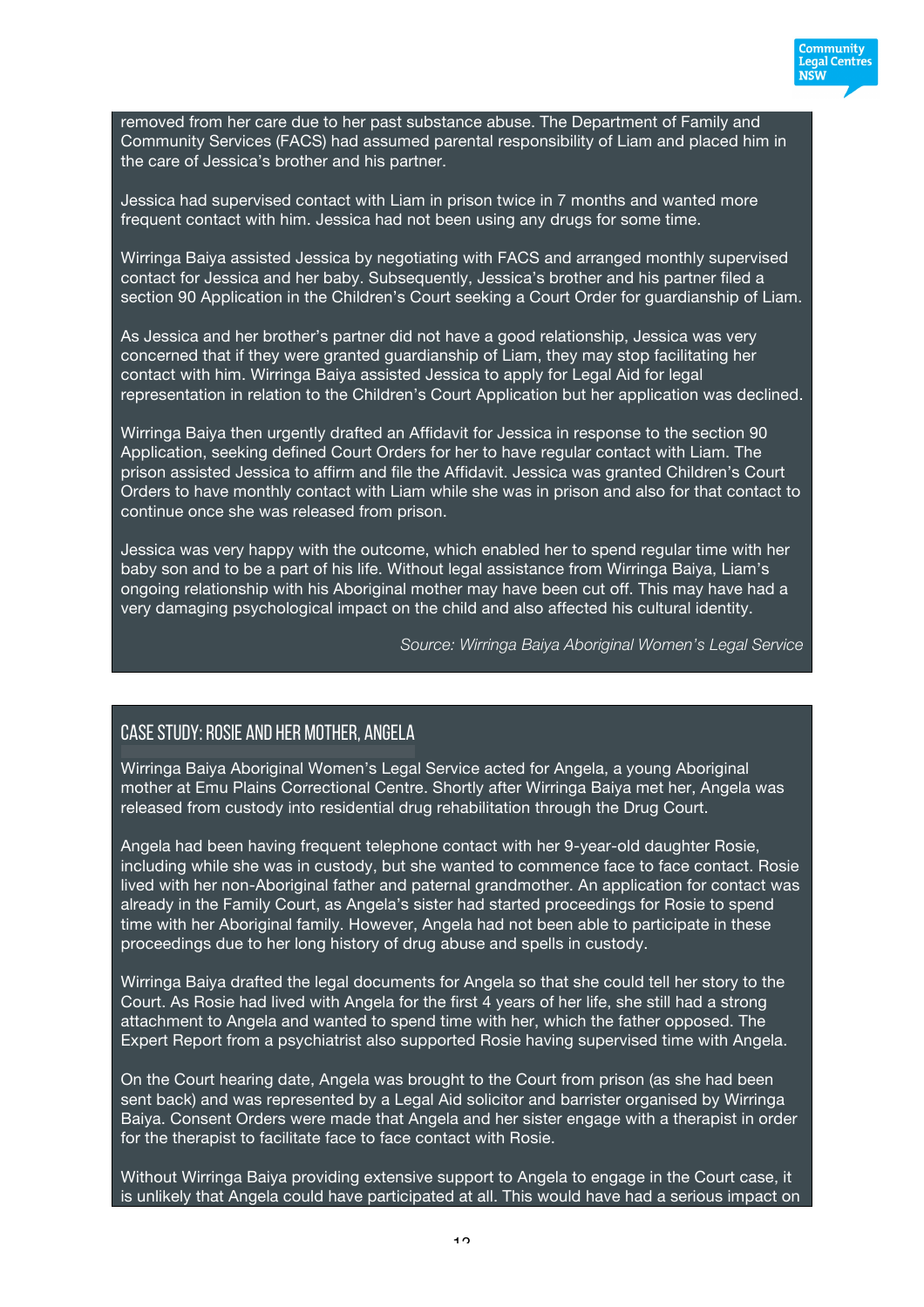removed from her care due to her past substance abuse. The Department of Family and Community Services (FACS) had assumed parental responsibility of Liam and placed him in the care of Jessica's brother and his partner.

Jessica had supervised contact with Liam in prison twice in 7 months and wanted more frequent contact with him. Jessica had not been using any drugs for some time.

Wirringa Baiya assisted Jessica by negotiating with FACS and arranged monthly supervised contact for Jessica and her baby. Subsequently, Jessica's brother and his partner filed a section 90 Application in the Children's Court seeking a Court Order for guardianship of Liam.

As Jessica and her brother's partner did not have a good relationship, Jessica was very concerned that if they were granted guardianship of Liam, they may stop facilitating her contact with him. Wirringa Baiya assisted Jessica to apply for Legal Aid for legal representation in relation to the Children's Court Application but her application was declined.

Wirringa Baiya then urgently drafted an Affidavit for Jessica in response to the section 90 Application, seeking defined Court Orders for her to have regular contact with Liam. The prison assisted Jessica to affirm and file the Affidavit. Jessica was granted Children's Court Orders to have monthly contact with Liam while she was in prison and also for that contact to continue once she was released from prison.

Jessica was very happy with the outcome, which enabled her to spend regular time with her baby son and to be a part of his life. Without legal assistance from Wirringa Baiya, Liam's ongoing relationship with his Aboriginal mother may have been cut off. This may have had a very damaging psychological impact on the child and also affected his cultural identity.

*Source: Wirringa Baiya Aboriginal Women's Legal Service*

## CASE STUDY: ROSIE AND HER MOTHER, ANGELA

Wirringa Baiya Aboriginal Women's Legal Service acted for Angela, a young Aboriginal mother at Emu Plains Correctional Centre. Shortly after Wirringa Baiya met her, Angela was released from custody into residential drug rehabilitation through the Drug Court.

Angela had been having frequent telephone contact with her 9-year-old daughter Rosie, including while she was in custody, but she wanted to commence face to face contact. Rosie lived with her non-Aboriginal father and paternal grandmother. An application for contact was already in the Family Court, as Angela's sister had started proceedings for Rosie to spend time with her Aboriginal family. However, Angela had not been able to participate in these proceedings due to her long history of drug abuse and spells in custody.

Wirringa Baiya drafted the legal documents for Angela so that she could tell her story to the Court. As Rosie had lived with Angela for the first 4 years of her life, she still had a strong attachment to Angela and wanted to spend time with her, which the father opposed. The Expert Report from a psychiatrist also supported Rosie having supervised time with Angela.

On the Court hearing date, Angela was brought to the Court from prison (as she had been sent back) and was represented by a Legal Aid solicitor and barrister organised by Wirringa Baiya. Consent Orders were made that Angela and her sister engage with a therapist in order for the therapist to facilitate face to face contact with Rosie.

Without Wirringa Baiya providing extensive support to Angela to engage in the Court case, it is unlikely that Angela could have participated at all. This would have had a serious impact on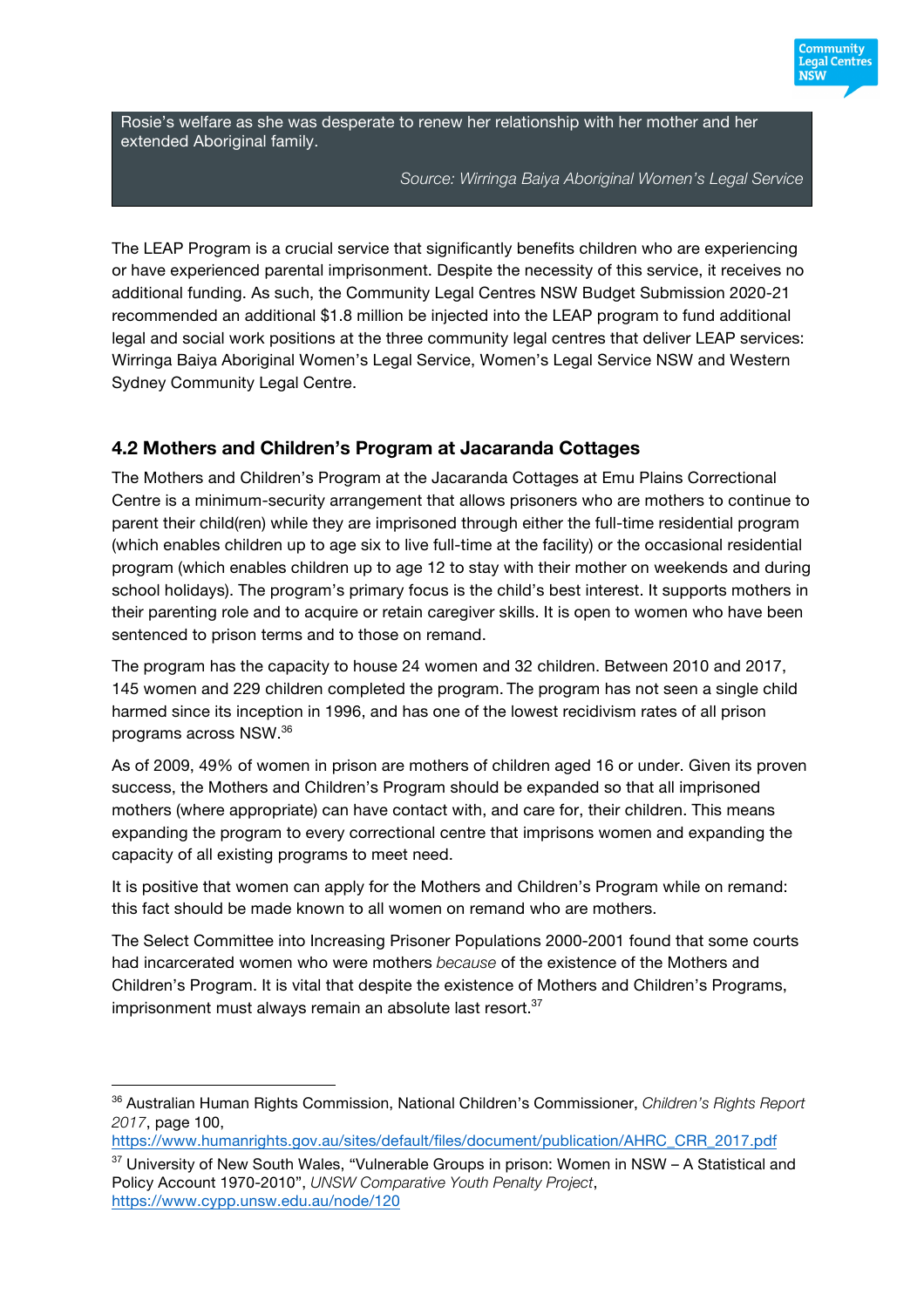Rosie's welfare as she was desperate to renew her relationship with her mother and her extended Aboriginal family.

*Source: Wirringa Baiya Aboriginal Women's Legal Service*

The LEAP Program is a crucial service that significantly benefits children who are experiencing or have experienced parental imprisonment. Despite the necessity of this service, it receives no additional funding. As such, the Community Legal Centres NSW Budget Submission 2020-21 recommended an additional $1.8 million be injected into the LEAP program to fund additional legal and social work positions at the three community legal centres that deliver LEAP services: Wirringa Baiya Aboriginal Women's Legal Service, Women's Legal Service NSW and Western Sydney Community Legal Centre.

## 4.2 Mothers and Children's Program at Jacaranda Cottages

The Mothers and Children's Program at the Jacaranda Cottages at Emu Plains Correctional Centre is a minimum-security arrangement that allows prisoners who are mothers to continue to parent their child(ren) while they are imprisoned through either the full-time residential program (which enables children up to age six to live full-time at the facility) or the occasional residential program (which enables children up to age 12 to stay with their mother on weekends and during school holidays). The program's primary focus is the child's best interest. It supports mothers in their parenting role and to acquire or retain caregiver skills. It is open to women who have been sentenced to prison terms and to those on remand.

The program has the capacity to house 24 women and 32 children. Between 2010 and 2017, 145 women and 229 children completed the program. The program has not seen a single child harmed since its inception in 1996, and has one of the lowest recidivism rates of all prison programs across NSW.[36]

As of 2009, 49% of women in prison are mothers of children aged 16 or under. Given its proven success, the Mothers and Children's Program should be expanded so that all imprisoned mothers (where appropriate) can have contact with, and care for, their children. This means expanding the program to every correctional centre that imprisons women and expanding the capacity of all existing programs to meet need.

It is positive that women can apply for the Mothers and Children's Program while on remand: this fact should be made known to all women on remand who are mothers.

The Select Committee into Increasing Prisoner Populations 2000-2001 found that some courts had incarcerated women who were mothers *because* of the existence of the Mothers and Children's Program. It is vital that despite the existence of Mothers and Children's Programs, imprisonment must always remain an absolute last resort.[37]

---

[36] Australian Human Rights Commission, National Children's Commissioner, *Children's Rights Report 2017*, page 100, https://www.humanrights.gov.au/sites/default/files/document/publication/AHRC_CRR_2017.pdf

[37] University of New South Wales, "Vulnerable Groups in prison: Women in NSW – A Statistical and Policy Account 1970-2010", *UNSW Comparative Youth Penalty Project*, https://www.cypp.unsw.edu.au/node/120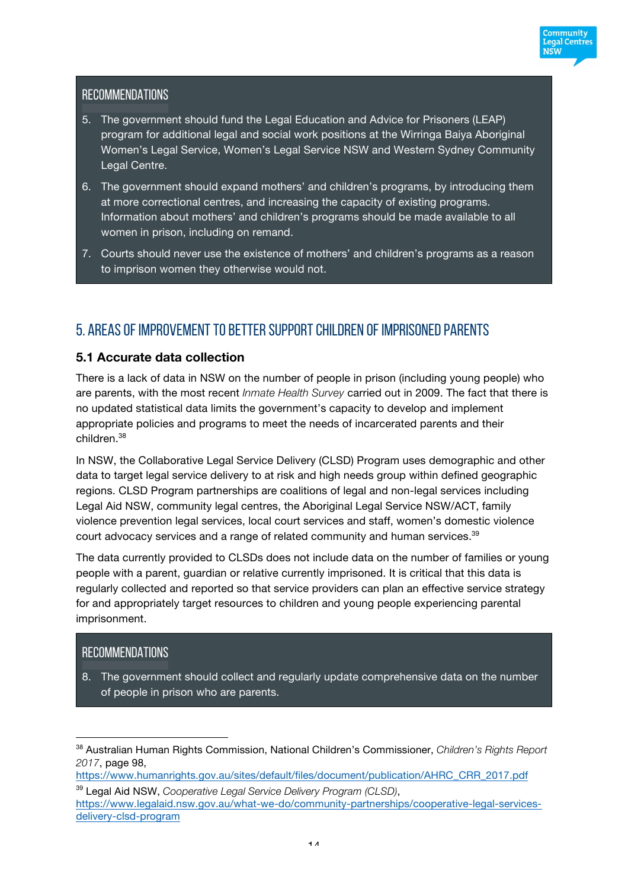### RECOMMENDATIONS

5. The government should fund the Legal Education and Advice for Prisoners (LEAP) program for additional legal and social work positions at the Wirringa Baiya Aboriginal Women's Legal Service, Women's Legal Service NSW and Western Sydney Community Legal Centre.
6. The government should expand mothers' and children's programs, by introducing them at more correctional centres, and increasing the capacity of existing programs. Information about mothers' and children's programs should be made available to all women in prison, including on remand.
7. Courts should never use the existence of mothers' and children's programs as a reason to imprison women they otherwise would not.

## 5. AREAS OF IMPROVEMENT TO BETTER SUPPORT CHILDREN OF IMPRISONED PARENTS

### 5.1 Accurate data collection

There is a lack of data in NSW on the number of people in prison (including young people) who are parents, with the most recent *Inmate Health Survey* carried out in 2009. The fact that there is no updated statistical data limits the government's capacity to develop and implement appropriate policies and programs to meet the needs of incarcerated parents and their children.[38]

In NSW, the Collaborative Legal Service Delivery (CLSD) Program uses demographic and other data to target legal service delivery to at risk and high needs group within defined geographic regions. CLSD Program partnerships are coalitions of legal and non-legal services including Legal Aid NSW, community legal centres, the Aboriginal Legal Service NSW/ACT, family violence prevention legal services, local court services and staff, women's domestic violence court advocacy services and a range of related community and human services.[39]

The data currently provided to CLSDs does not include data on the number of families or young people with a parent, guardian or relative currently imprisoned. It is critical that this data is regularly collected and reported so that service providers can plan an effective service strategy for and appropriately target resources to children and young people experiencing parental imprisonment.

### RECOMMENDATIONS

8. The government should collect and regularly update comprehensive data on the number of people in prison who are parents.

---

[38] Australian Human Rights Commission, National Children's Commissioner, *Children's Rights Report 2017*, page 98, https://www.humanrights.gov.au/sites/default/files/document/publication/AHRC_CRR_2017.pdf

[39] Legal Aid NSW, *Cooperative Legal Service Delivery Program (CLSD)*, https://www.legalaid.nsw.gov.au/what-we-do/community-partnerships/cooperative-legal-services-delivery-clsd-program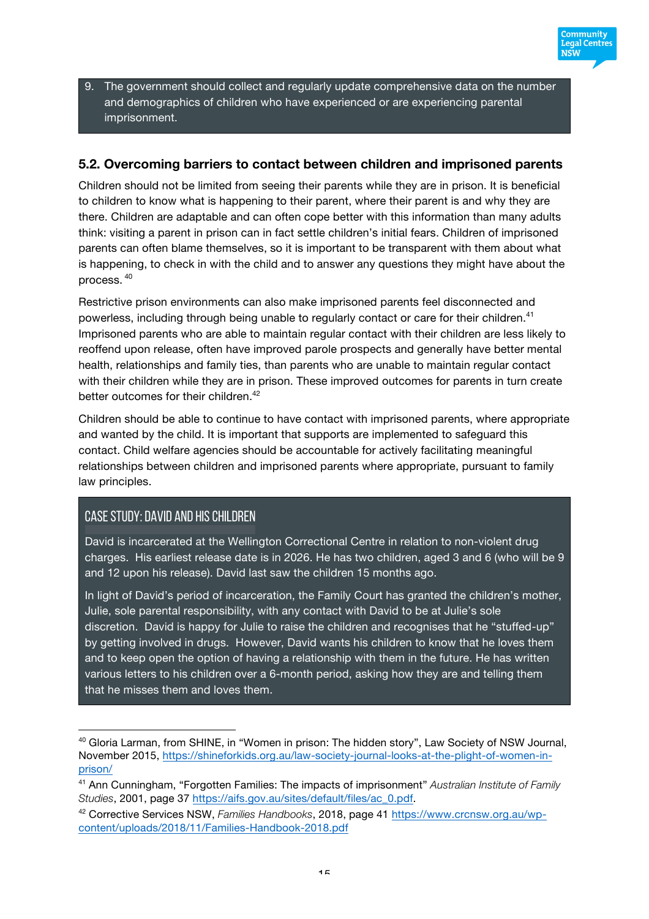9. The government should collect and regularly update comprehensive data on the number and demographics of children who have experienced or are experiencing parental imprisonment.

## 5.2. Overcoming barriers to contact between children and imprisoned parents

Children should not be limited from seeing their parents while they are in prison. It is beneficial to children to know what is happening to their parent, where their parent is and why they are there. Children are adaptable and can often cope better with this information than many adults think: visiting a parent in prison can in fact settle children's initial fears. Children of imprisoned parents can often blame themselves, so it is important to be transparent with them about what is happening, to check in with the child and to answer any questions they might have about the process. [40]

Restrictive prison environments can also make imprisoned parents feel disconnected and powerless, including through being unable to regularly contact or care for their children.[41] Imprisoned parents who are able to maintain regular contact with their children are less likely to reoffend upon release, often have improved parole prospects and generally have better mental health, relationships and family ties, than parents who are unable to maintain regular contact with their children while they are in prison. These improved outcomes for parents in turn create better outcomes for their children.[42]

Children should be able to continue to have contact with imprisoned parents, where appropriate and wanted by the child. It is important that supports are implemented to safeguard this contact. Child welfare agencies should be accountable for actively facilitating meaningful relationships between children and imprisoned parents where appropriate, pursuant to family law principles.

### CASE STUDY: DAVID AND HIS CHILDREN

David is incarcerated at the Wellington Correctional Centre in relation to non-violent drug charges. His earliest release date is in 2026. He has two children, aged 3 and 6 (who will be 9 and 12 upon his release). David last saw the children 15 months ago.

In light of David's period of incarceration, the Family Court has granted the children's mother, Julie, sole parental responsibility, with any contact with David to be at Julie's sole discretion. David is happy for Julie to raise the children and recognises that he "stuffed-up" by getting involved in drugs. However, David wants his children to know that he loves them and to keep open the option of having a relationship with them in the future. He has written various letters to his children over a 6-month period, asking how they are and telling them that he misses them and loves them.

---

[40] Gloria Larman, from SHINE, in "Women in prison: The hidden story", Law Society of NSW Journal, November 2015, https://shineforkids.org.au/law-society-journal-looks-at-the-plight-of-women-in-prison/

[41] Ann Cunningham, "Forgotten Families: The impacts of imprisonment" *Australian Institute of Family Studies*, 2001, page 37 https://aifs.gov.au/sites/default/files/ac_0.pdf.

[42] Corrective Services NSW, *Families Handbooks*, 2018, page 41 https://www.crcnsw.org.au/wp-content/uploads/2018/11/Families-Handbook-2018.pdf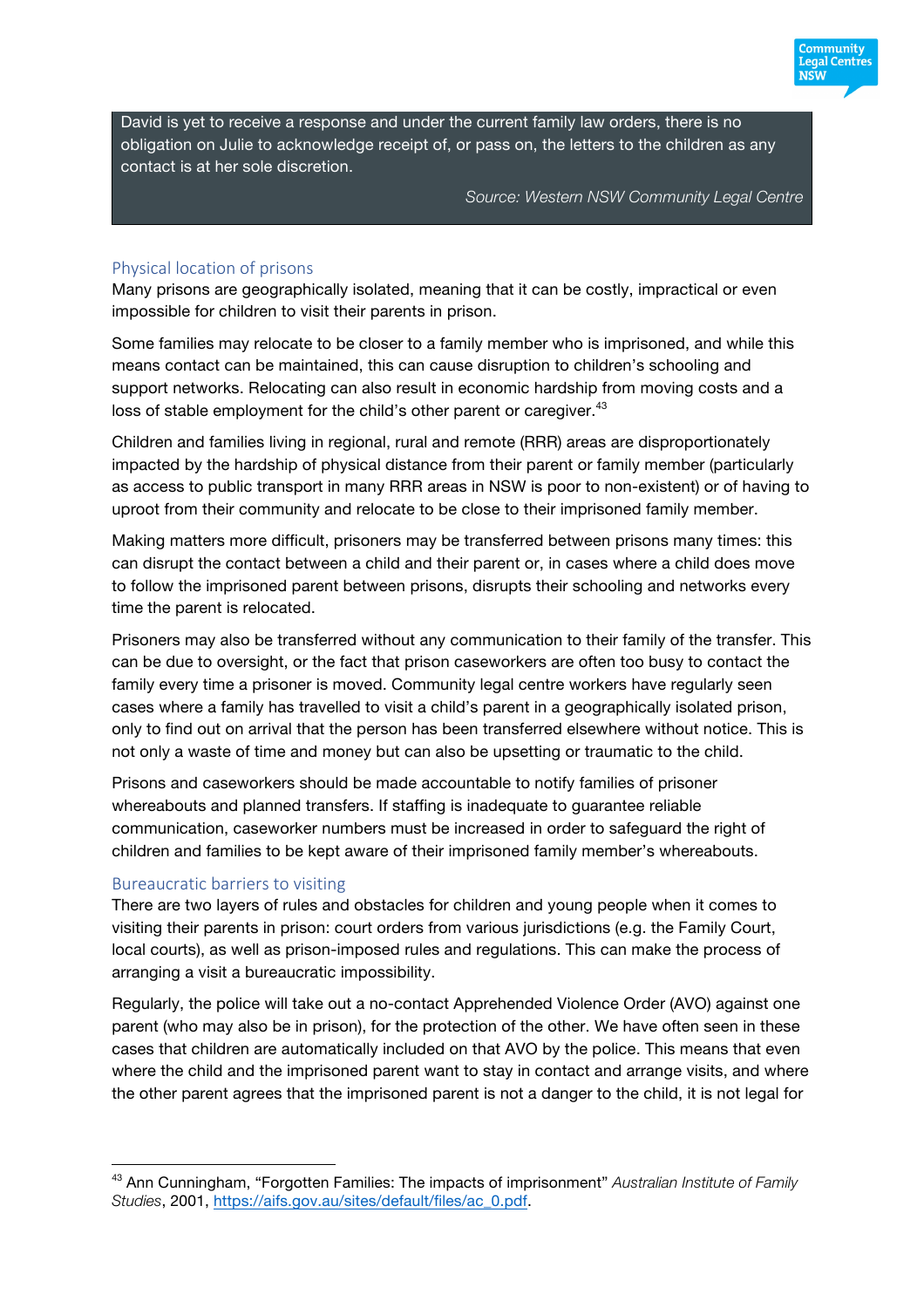David is yet to receive a response and under the current family law orders, there is no obligation on Julie to acknowledge receipt of, or pass on, the letters to the children as any contact is at her sole discretion.

*Source: Western NSW Community Legal Centre*

### Physical location of prisons

Many prisons are geographically isolated, meaning that it can be costly, impractical or even impossible for children to visit their parents in prison.

Some families may relocate to be closer to a family member who is imprisoned, and while this means contact can be maintained, this can cause disruption to children's schooling and support networks. Relocating can also result in economic hardship from moving costs and a loss of stable employment for the child's other parent or caregiver.[43]

Children and families living in regional, rural and remote (RRR) areas are disproportionately impacted by the hardship of physical distance from their parent or family member (particularly as access to public transport in many RRR areas in NSW is poor to non-existent) or of having to uproot from their community and relocate to be close to their imprisoned family member.

Making matters more difficult, prisoners may be transferred between prisons many times: this can disrupt the contact between a child and their parent or, in cases where a child does move to follow the imprisoned parent between prisons, disrupts their schooling and networks every time the parent is relocated.

Prisoners may also be transferred without any communication to their family of the transfer. This can be due to oversight, or the fact that prison caseworkers are often too busy to contact the family every time a prisoner is moved. Community legal centre workers have regularly seen cases where a family has travelled to visit a child's parent in a geographically isolated prison, only to find out on arrival that the person has been transferred elsewhere without notice. This is not only a waste of time and money but can also be upsetting or traumatic to the child.

Prisons and caseworkers should be made accountable to notify families of prisoner whereabouts and planned transfers. If staffing is inadequate to guarantee reliable communication, caseworker numbers must be increased in order to safeguard the right of children and families to be kept aware of their imprisoned family member's whereabouts.

### Bureaucratic barriers to visiting

There are two layers of rules and obstacles for children and young people when it comes to visiting their parents in prison: court orders from various jurisdictions (e.g. the Family Court, local courts), as well as prison-imposed rules and regulations. This can make the process of arranging a visit a bureaucratic impossibility.

Regularly, the police will take out a no-contact Apprehended Violence Order (AVO) against one parent (who may also be in prison), for the protection of the other. We have often seen in these cases that children are automatically included on that AVO by the police. This means that even where the child and the imprisoned parent want to stay in contact and arrange visits, and where the other parent agrees that the imprisoned parent is not a danger to the child, it is not legal for

---

[43] Ann Cunningham, "Forgotten Families: The impacts of imprisonment" *Australian Institute of Family Studies*, 2001, https://aifs.gov.au/sites/default/files/ac_0.pdf.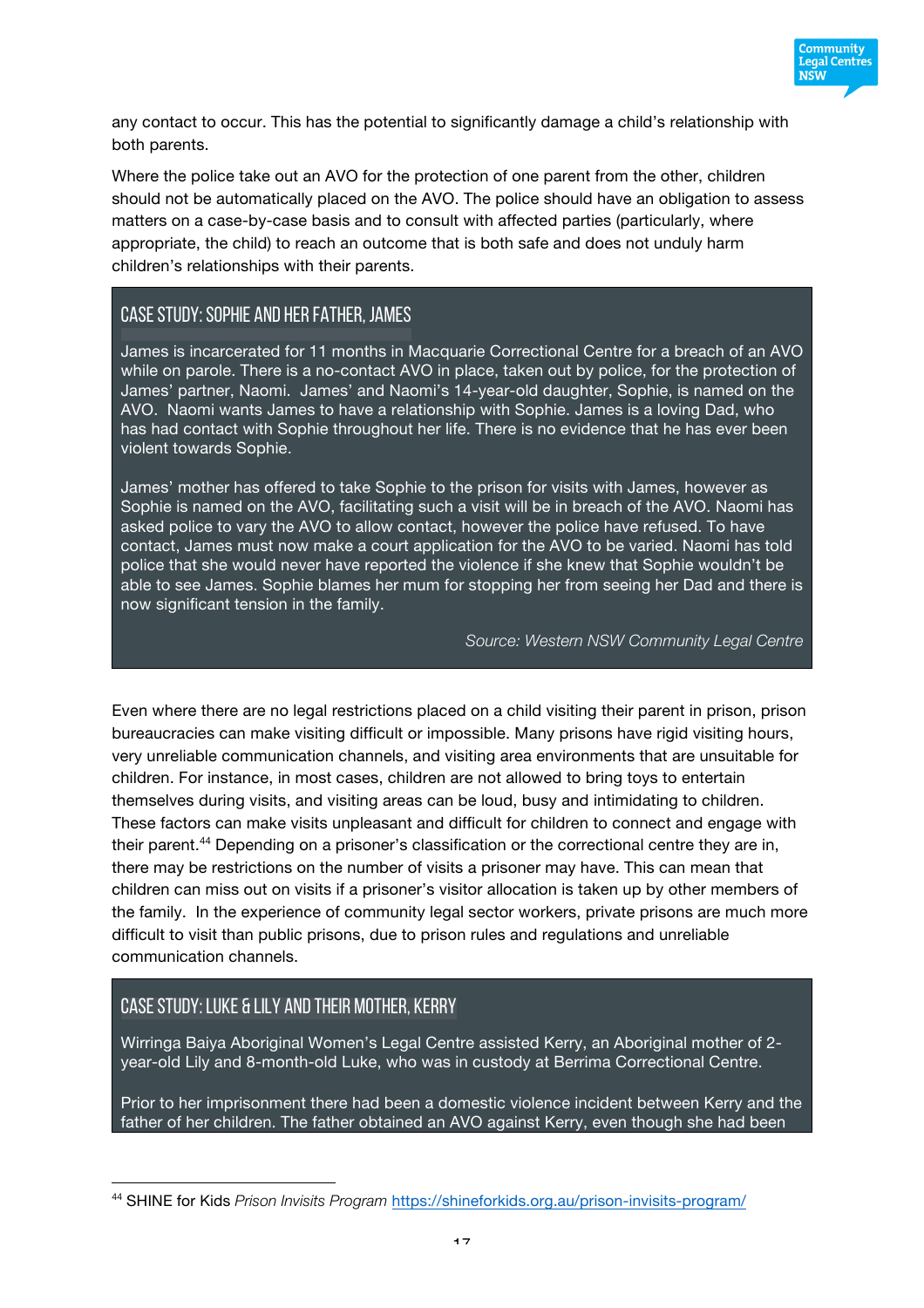any contact to occur. This has the potential to significantly damage a child's relationship with both parents.

Where the police take out an AVO for the protection of one parent from the other, children should not be automatically placed on the AVO. The police should have an obligation to assess matters on a case-by-case basis and to consult with affected parties (particularly, where appropriate, the child) to reach an outcome that is both safe and does not unduly harm children's relationships with their parents.

### CASE STUDY: SOPHIE AND HER FATHER, JAMES

James is incarcerated for 11 months in Macquarie Correctional Centre for a breach of an AVO while on parole. There is a no-contact AVO in place, taken out by police, for the protection of James' partner, Naomi. James' and Naomi's 14-year-old daughter, Sophie, is named on the AVO. Naomi wants James to have a relationship with Sophie. James is a loving Dad, who has had contact with Sophie throughout her life. There is no evidence that he has ever been violent towards Sophie.

James' mother has offered to take Sophie to the prison for visits with James, however as Sophie is named on the AVO, facilitating such a visit will be in breach of the AVO. Naomi has asked police to vary the AVO to allow contact, however the police have refused. To have contact, James must now make a court application for the AVO to be varied. Naomi has told police that she would never have reported the violence if she knew that Sophie wouldn't be able to see James. Sophie blames her mum for stopping her from seeing her Dad and there is now significant tension in the family.

*Source: Western NSW Community Legal Centre*

Even where there are no legal restrictions placed on a child visiting their parent in prison, prison bureaucracies can make visiting difficult or impossible. Many prisons have rigid visiting hours, very unreliable communication channels, and visiting area environments that are unsuitable for children. For instance, in most cases, children are not allowed to bring toys to entertain themselves during visits, and visiting areas can be loud, busy and intimidating to children. These factors can make visits unpleasant and difficult for children to connect and engage with their parent.[44] Depending on a prisoner's classification or the correctional centre they are in, there may be restrictions on the number of visits a prisoner may have. This can mean that children can miss out on visits if a prisoner's visitor allocation is taken up by other members of the family. In the experience of community legal sector workers, private prisons are much more difficult to visit than public prisons, due to prison rules and regulations and unreliable communication channels.

### CASE STUDY: LUKE & LILY AND THEIR MOTHER, KERRY

Wirringa Baiya Aboriginal Women's Legal Centre assisted Kerry, an Aboriginal mother of 2-year-old Lily and 8-month-old Luke, who was in custody at Berrima Correctional Centre.

Prior to her imprisonment there had been a domestic violence incident between Kerry and the father of her children. The father obtained an AVO against Kerry, even though she had been

---

[44] SHINE for Kids *Prison Invisits Program* https://shineforkids.org.au/prison-invisits-program/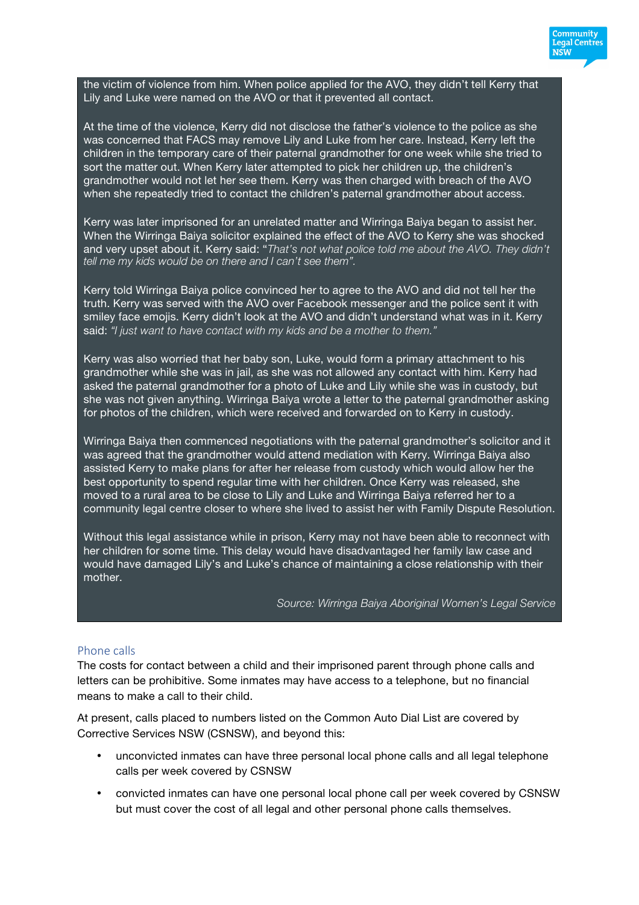the victim of violence from him. When police applied for the AVO, they didn't tell Kerry that Lily and Luke were named on the AVO or that it prevented all contact.

At the time of the violence, Kerry did not disclose the father's violence to the police as she was concerned that FACS may remove Lily and Luke from her care. Instead, Kerry left the children in the temporary care of their paternal grandmother for one week while she tried to sort the matter out. When Kerry later attempted to pick her children up, the children's grandmother would not let her see them. Kerry was then charged with breach of the AVO when she repeatedly tried to contact the children's paternal grandmother about access.

Kerry was later imprisoned for an unrelated matter and Wirringa Baiya began to assist her. When the Wirringa Baiya solicitor explained the effect of the AVO to Kerry she was shocked and very upset about it. Kerry said: "*That's not what police told me about the AVO. They didn't tell me my kids would be on there and I can't see them*".

Kerry told Wirringa Baiya police convinced her to agree to the AVO and did not tell her the truth. Kerry was served with the AVO over Facebook messenger and the police sent it with smiley face emojis. Kerry didn't look at the AVO and didn't understand what was in it. Kerry said: *"I just want to have contact with my kids and be a mother to them."*

Kerry was also worried that her baby son, Luke, would form a primary attachment to his grandmother while she was in jail, as she was not allowed any contact with him. Kerry had asked the paternal grandmother for a photo of Luke and Lily while she was in custody, but she was not given anything. Wirringa Baiya wrote a letter to the paternal grandmother asking for photos of the children, which were received and forwarded on to Kerry in custody.

Wirringa Baiya then commenced negotiations with the paternal grandmother's solicitor and it was agreed that the grandmother would attend mediation with Kerry. Wirringa Baiya also assisted Kerry to make plans for after her release from custody which would allow her the best opportunity to spend regular time with her children. Once Kerry was released, she moved to a rural area to be close to Lily and Luke and Wirringa Baiya referred her to a community legal centre closer to where she lived to assist her with Family Dispute Resolution.

Without this legal assistance while in prison, Kerry may not have been able to reconnect with her children for some time. This delay would have disadvantaged her family law case and would have damaged Lily's and Luke's chance of maintaining a close relationship with their mother.

*Source: Wirringa Baiya Aboriginal Women's Legal Service*

### Phone calls

The costs for contact between a child and their imprisoned parent through phone calls and letters can be prohibitive. Some inmates may have access to a telephone, but no financial means to make a call to their child.

At present, calls placed to numbers listed on the Common Auto Dial List are covered by Corrective Services NSW (CSNSW), and beyond this:

- unconvicted inmates can have three personal local phone calls and all legal telephone calls per week covered by CSNSW
- convicted inmates can have one personal local phone call per week covered by CSNSW but must cover the cost of all legal and other personal phone calls themselves.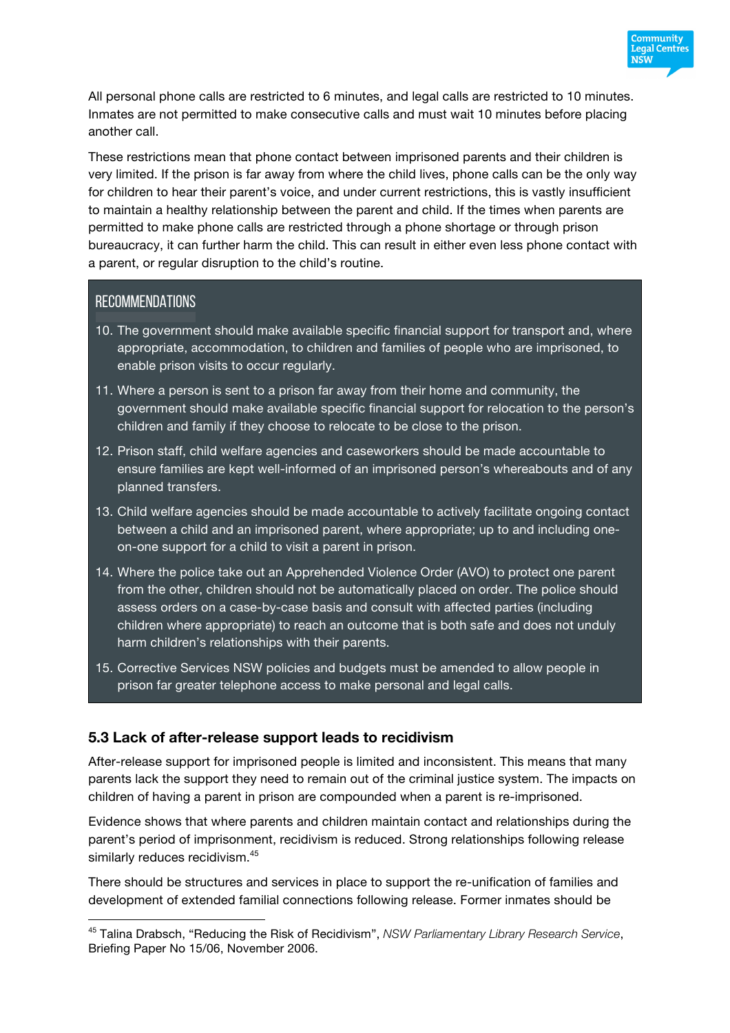All personal phone calls are restricted to 6 minutes, and legal calls are restricted to 10 minutes. Inmates are not permitted to make consecutive calls and must wait 10 minutes before placing another call.

These restrictions mean that phone contact between imprisoned parents and their children is very limited. If the prison is far away from where the child lives, phone calls can be the only way for children to hear their parent's voice, and under current restrictions, this is vastly insufficient to maintain a healthy relationship between the parent and child. If the times when parents are permitted to make phone calls are restricted through a phone shortage or through prison bureaucracy, it can further harm the child. This can result in either even less phone contact with a parent, or regular disruption to the child's routine.

**RECOMMENDATIONS**

10. The government should make available specific financial support for transport and, where appropriate, accommodation, to children and families of people who are imprisoned, to enable prison visits to occur regularly.
11. Where a person is sent to a prison far away from their home and community, the government should make available specific financial support for relocation to the person's children and family if they choose to relocate to be close to the prison.
12. Prison staff, child welfare agencies and caseworkers should be made accountable to ensure families are kept well-informed of an imprisoned person's whereabouts and of any planned transfers.
13. Child welfare agencies should be made accountable to actively facilitate ongoing contact between a child and an imprisoned parent, where appropriate; up to and including one-on-one support for a child to visit a parent in prison.
14. Where the police take out an Apprehended Violence Order (AVO) to protect one parent from the other, children should not be automatically placed on order. The police should assess orders on a case-by-case basis and consult with affected parties (including children where appropriate) to reach an outcome that is both safe and does not unduly harm children's relationships with their parents.
15. Corrective Services NSW policies and budgets must be amended to allow people in prison far greater telephone access to make personal and legal calls.

### 5.3 Lack of after-release support leads to recidivism

After-release support for imprisoned people is limited and inconsistent. This means that many parents lack the support they need to remain out of the criminal justice system. The impacts on children of having a parent in prison are compounded when a parent is re-imprisoned.

Evidence shows that where parents and children maintain contact and relationships during the parent's period of imprisonment, recidivism is reduced. Strong relationships following release similarly reduces recidivism.[45]

There should be structures and services in place to support the re-unification of families and development of extended familial connections following release. Former inmates should be

[45] Talina Drabsch, "Reducing the Risk of Recidivism", *NSW Parliamentary Library Research Service*, Briefing Paper No 15/06, November 2006.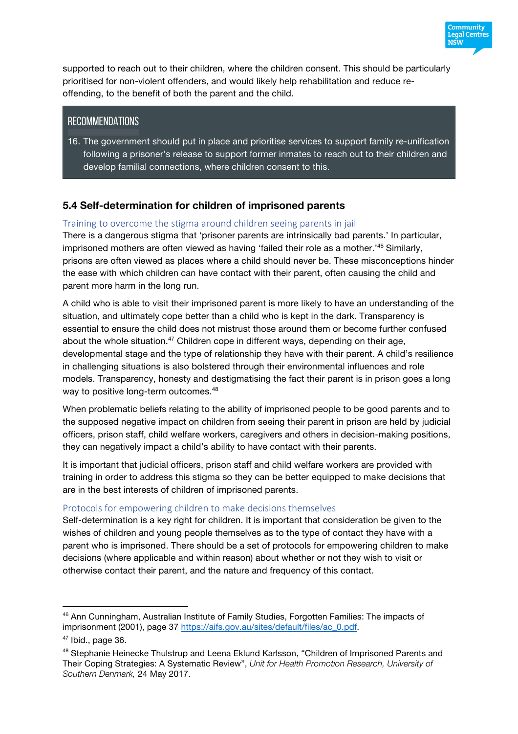supported to reach out to their children, where the children consent. This should be particularly prioritised for non-violent offenders, and would likely help rehabilitation and reduce re-offending, to the benefit of both the parent and the child.

> **RECOMMENDATIONS**
>
> 16. The government should put in place and prioritise services to support family re-unification following a prisoner's release to support former inmates to reach out to their children and develop familial connections, where children consent to this.

## 5.4 Self-determination for children of imprisoned parents

### Training to overcome the stigma around children seeing parents in jail

There is a dangerous stigma that 'prisoner parents are intrinsically bad parents.' In particular, imprisoned mothers are often viewed as having 'failed their role as a mother.'[46] Similarly, prisons are often viewed as places where a child should never be. These misconceptions hinder the ease with which children can have contact with their parent, often causing the child and parent more harm in the long run.

A child who is able to visit their imprisoned parent is more likely to have an understanding of the situation, and ultimately cope better than a child who is kept in the dark. Transparency is essential to ensure the child does not mistrust those around them or become further confused about the whole situation.[47] Children cope in different ways, depending on their age, developmental stage and the type of relationship they have with their parent. A child's resilience in challenging situations is also bolstered through their environmental influences and role models. Transparency, honesty and destigmatising the fact their parent is in prison goes a long way to positive long-term outcomes.[48]

When problematic beliefs relating to the ability of imprisoned people to be good parents and to the supposed negative impact on children from seeing their parent in prison are held by judicial officers, prison staff, child welfare workers, caregivers and others in decision-making positions, they can negatively impact a child's ability to have contact with their parents.

It is important that judicial officers, prison staff and child welfare workers are provided with training in order to address this stigma so they can be better equipped to make decisions that are in the best interests of children of imprisoned parents.

### Protocols for empowering children to make decisions themselves

Self-determination is a key right for children. It is important that consideration be given to the wishes of children and young people themselves as to the type of contact they have with a parent who is imprisoned. There should be a set of protocols for empowering children to make decisions (where applicable and within reason) about whether or not they wish to visit or otherwise contact their parent, and the nature and frequency of this contact.

---

[46] Ann Cunningham, Australian Institute of Family Studies, Forgotten Families: The impacts of imprisonment (2001), page 37 https://aifs.gov.au/sites/default/files/ac_0.pdf.

[47] Ibid., page 36.

[48] Stephanie Heinecke Thulstrup and Leena Eklund Karlsson, "Children of Imprisoned Parents and Their Coping Strategies: A Systematic Review", *Unit for Health Promotion Research, University of Southern Denmark,* 24 May 2017.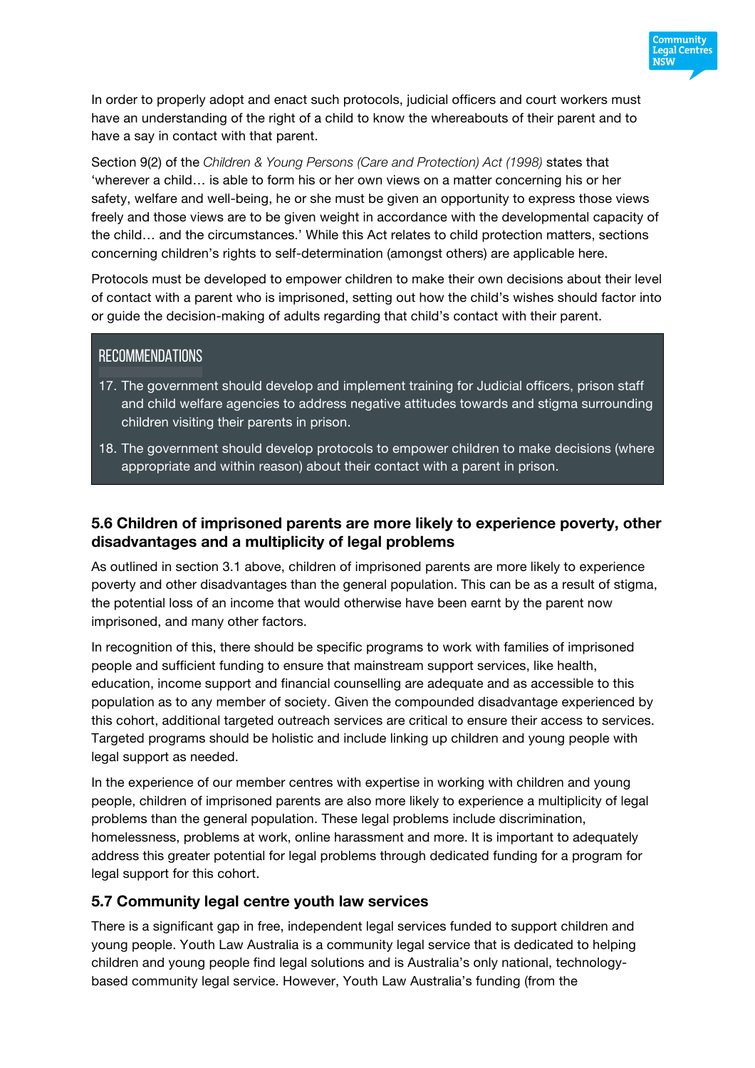In order to properly adopt and enact such protocols, judicial officers and court workers must have an understanding of the right of a child to know the whereabouts of their parent and to have a say in contact with that parent.

Section 9(2) of the *Children & Young Persons (Care and Protection) Act (1998)* states that 'wherever a child… is able to form his or her own views on a matter concerning his or her safety, welfare and well-being, he or she must be given an opportunity to express those views freely and those views are to be given weight in accordance with the developmental capacity of the child… and the circumstances.' While this Act relates to child protection matters, sections concerning children's rights to self-determination (amongst others) are applicable here.

Protocols must be developed to empower children to make their own decisions about their level of contact with a parent who is imprisoned, setting out how the child's wishes should factor into or guide the decision-making of adults regarding that child's contact with their parent.

**RECOMMENDATIONS**

17. The government should develop and implement training for Judicial officers, prison staff and child welfare agencies to address negative attitudes towards and stigma surrounding children visiting their parents in prison.
18. The government should develop protocols to empower children to make decisions (where appropriate and within reason) about their contact with a parent in prison.

### 5.6 Children of imprisoned parents are more likely to experience poverty, other disadvantages and a multiplicity of legal problems

As outlined in section 3.1 above, children of imprisoned parents are more likely to experience poverty and other disadvantages than the general population. This can be as a result of stigma, the potential loss of an income that would otherwise have been earnt by the parent now imprisoned, and many other factors.

In recognition of this, there should be specific programs to work with families of imprisoned people and sufficient funding to ensure that mainstream support services, like health, education, income support and financial counselling are adequate and as accessible to this population as to any member of society. Given the compounded disadvantage experienced by this cohort, additional targeted outreach services are critical to ensure their access to services. Targeted programs should be holistic and include linking up children and young people with legal support as needed.

In the experience of our member centres with expertise in working with children and young people, children of imprisoned parents are also more likely to experience a multiplicity of legal problems than the general population. These legal problems include discrimination, homelessness, problems at work, online harassment and more. It is important to adequately address this greater potential for legal problems through dedicated funding for a program for legal support for this cohort.

### 5.7 Community legal centre youth law services

There is a significant gap in free, independent legal services funded to support children and young people. Youth Law Australia is a community legal service that is dedicated to helping children and young people find legal solutions and is Australia's only national, technology-based community legal service. However, Youth Law Australia's funding (from the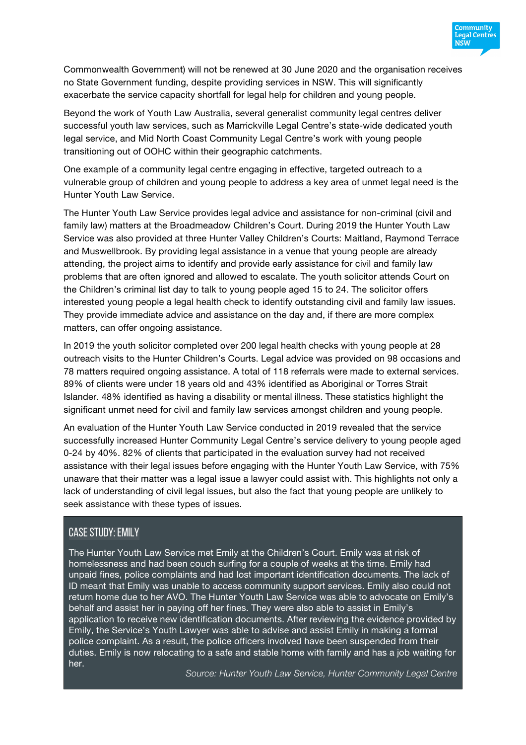Commonwealth Government) will not be renewed at 30 June 2020 and the organisation receives no State Government funding, despite providing services in NSW. This will significantly exacerbate the service capacity shortfall for legal help for children and young people.

Beyond the work of Youth Law Australia, several generalist community legal centres deliver successful youth law services, such as Marrickville Legal Centre's state-wide dedicated youth legal service, and Mid North Coast Community Legal Centre's work with young people transitioning out of OOHC within their geographic catchments.

One example of a community legal centre engaging in effective, targeted outreach to a vulnerable group of children and young people to address a key area of unmet legal need is the Hunter Youth Law Service.

The Hunter Youth Law Service provides legal advice and assistance for non-criminal (civil and family law) matters at the Broadmeadow Children's Court. During 2019 the Hunter Youth Law Service was also provided at three Hunter Valley Children's Courts: Maitland, Raymond Terrace and Muswellbrook. By providing legal assistance in a venue that young people are already attending, the project aims to identify and provide early assistance for civil and family law problems that are often ignored and allowed to escalate. The youth solicitor attends Court on the Children's criminal list day to talk to young people aged 15 to 24. The solicitor offers interested young people a legal health check to identify outstanding civil and family law issues. They provide immediate advice and assistance on the day and, if there are more complex matters, can offer ongoing assistance.

In 2019 the youth solicitor completed over 200 legal health checks with young people at 28 outreach visits to the Hunter Children's Courts. Legal advice was provided on 98 occasions and 78 matters required ongoing assistance. A total of 118 referrals were made to external services. 89% of clients were under 18 years old and 43% identified as Aboriginal or Torres Strait Islander. 48% identified as having a disability or mental illness. These statistics highlight the significant unmet need for civil and family law services amongst children and young people.

An evaluation of the Hunter Youth Law Service conducted in 2019 revealed that the service successfully increased Hunter Community Legal Centre's service delivery to young people aged 0-24 by 40%. 82% of clients that participated in the evaluation survey had not received assistance with their legal issues before engaging with the Hunter Youth Law Service, with 75% unaware that their matter was a legal issue a lawyer could assist with. This highlights not only a lack of understanding of civil legal issues, but also the fact that young people are unlikely to seek assistance with these types of issues.

### CASE STUDY: EMILY

The Hunter Youth Law Service met Emily at the Children's Court. Emily was at risk of homelessness and had been couch surfing for a couple of weeks at the time. Emily had unpaid fines, police complaints and had lost important identification documents. The lack of ID meant that Emily was unable to access community support services. Emily also could not return home due to her AVO. The Hunter Youth Law Service was able to advocate on Emily's behalf and assist her in paying off her fines. They were also able to assist in Emily's application to receive new identification documents. After reviewing the evidence provided by Emily, the Service's Youth Lawyer was able to advise and assist Emily in making a formal police complaint. As a result, the police officers involved have been suspended from their duties. Emily is now relocating to a safe and stable home with family and has a job waiting for her.

*Source: Hunter Youth Law Service, Hunter Community Legal Centre*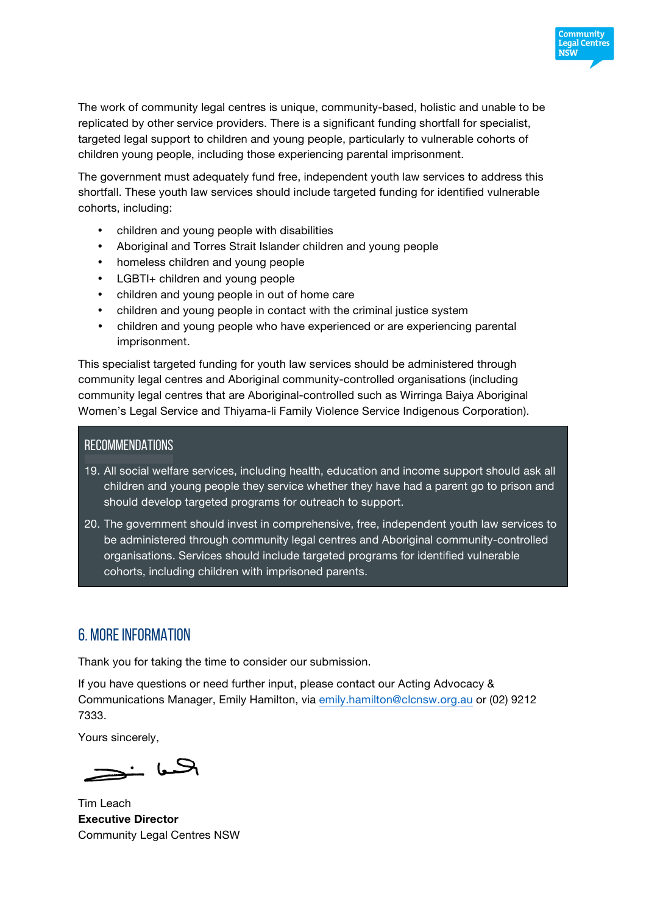The work of community legal centres is unique, community-based, holistic and unable to be replicated by other service providers. There is a significant funding shortfall for specialist, targeted legal support to children and young people, particularly to vulnerable cohorts of children young people, including those experiencing parental imprisonment.

The government must adequately fund free, independent youth law services to address this shortfall. These youth law services should include targeted funding for identified vulnerable cohorts, including:

- children and young people with disabilities
- Aboriginal and Torres Strait Islander children and young people
- homeless children and young people
- LGBTI+ children and young people
- children and young people in out of home care
- children and young people in contact with the criminal justice system
- children and young people who have experienced or are experiencing parental imprisonment.

This specialist targeted funding for youth law services should be administered through community legal centres and Aboriginal community-controlled organisations (including community legal centres that are Aboriginal-controlled such as Wirringa Baiya Aboriginal Women's Legal Service and Thiyama-li Family Violence Service Indigenous Corporation).

**RECOMMENDATIONS**

19. All social welfare services, including health, education and income support should ask all children and young people they service whether they have had a parent go to prison and should develop targeted programs for outreach to support.
20. The government should invest in comprehensive, free, independent youth law services to be administered through community legal centres and Aboriginal community-controlled organisations. Services should include targeted programs for identified vulnerable cohorts, including children with imprisoned parents.

## 6. MORE INFORMATION

Thank you for taking the time to consider our submission.

If you have questions or need further input, please contact our Acting Advocacy & Communications Manager, Emily Hamilton, via emily.hamilton@clcnsw.org.au or (02) 9212 7333.

Yours sincerely,

Tim Leach
**Executive Director**
Community Legal Centres NSW